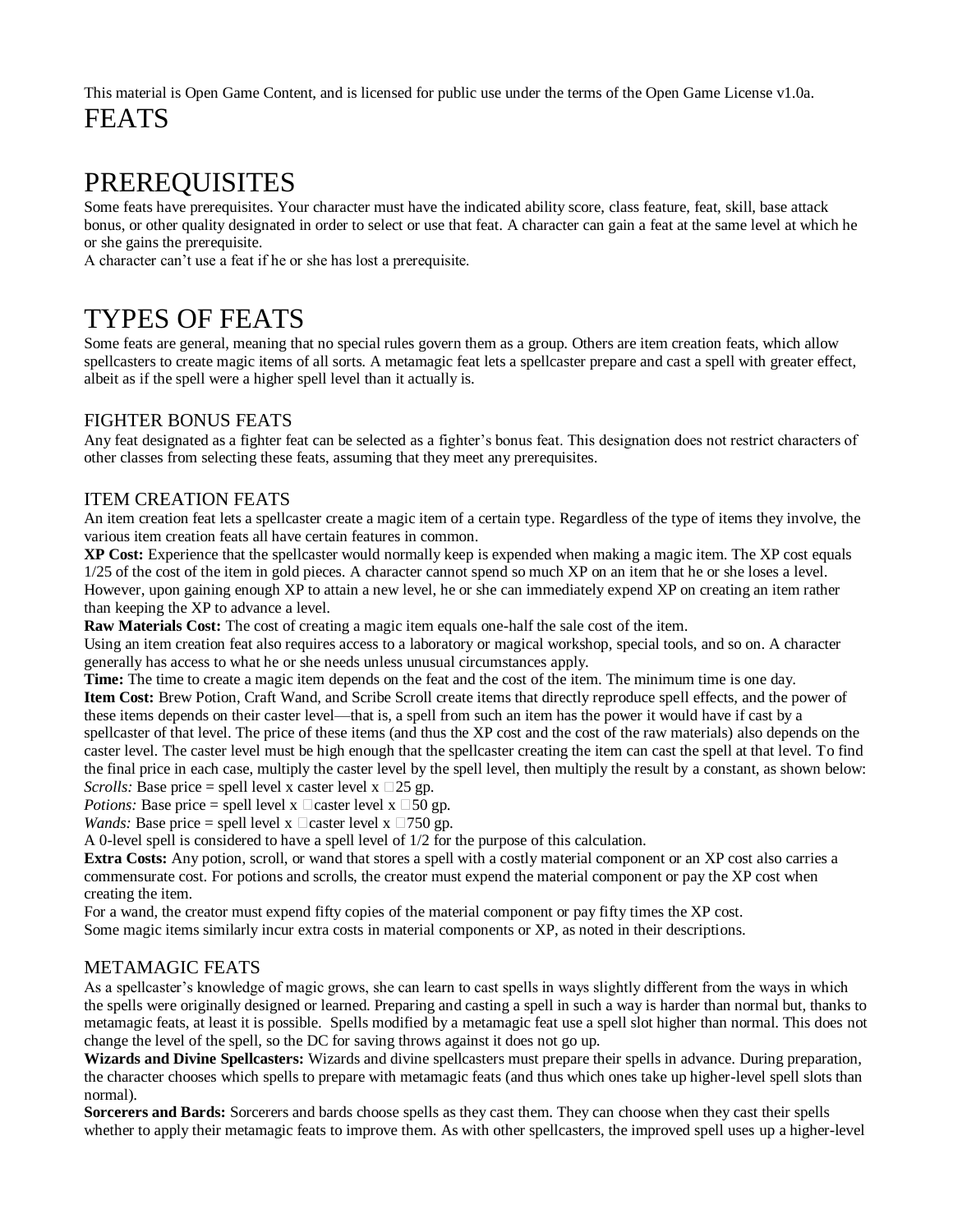This material is Open Game Content, and is licensed for public use under the terms of the Open Game License v1.0a.

# FEATS

# PREREQUISITES

Some feats have prerequisites. Your character must have the indicated ability score, class feature, feat, skill, base attack bonus, or other quality designated in order to select or use that feat. A character can gain a feat at the same level at which he or she gains the prerequisite.

A character can't use a feat if he or she has lost a prerequisite.

# TYPES OF FEATS

Some feats are general, meaning that no special rules govern them as a group. Others are item creation feats, which allow spellcasters to create magic items of all sorts. A metamagic feat lets a spellcaster prepare and cast a spell with greater effect, albeit as if the spell were a higher spell level than it actually is.

## FIGHTER BONUS FEATS

Any feat designated as a fighter feat can be selected as a fighter's bonus feat. This designation does not restrict characters of other classes from selecting these feats, assuming that they meet any prerequisites.

## ITEM CREATION FEATS

An item creation feat lets a spellcaster create a magic item of a certain type. Regardless of the type of items they involve, the various item creation feats all have certain features in common.

**XP Cost:** Experience that the spellcaster would normally keep is expended when making a magic item. The XP cost equals 1/25 of the cost of the item in gold pieces. A character cannot spend so much XP on an item that he or she loses a level. However, upon gaining enough XP to attain a new level, he or she can immediately expend XP on creating an item rather than keeping the XP to advance a level.

**Raw Materials Cost:** The cost of creating a magic item equals one-half the sale cost of the item.

Using an item creation feat also requires access to a laboratory or magical workshop, special tools, and so on. A character generally has access to what he or she needs unless unusual circumstances apply.

**Time:** The time to create a magic item depends on the feat and the cost of the item. The minimum time is one day.

**Item Cost:** Brew Potion, Craft Wand, and Scribe Scroll create items that directly reproduce spell effects, and the power of these items depends on their caster level—that is, a spell from such an item has the power it would have if cast by a spellcaster of that level. The price of these items (and thus the XP cost and the cost of the raw materials) also depends on the caster level. The caster level must be high enough that the spellcaster creating the item can cast the spell at that level. To find the final price in each case, multiply the caster level by the spell level, then multiply the result by a constant, as shown below:

*Scrolls:* Base price = spell level x caster level x 25 gp.

*Potions:* Base price = spell level x caster level x 50 gp.

*Wands:* Base price = spell level x caster level x 750 gp.

A 0-level spell is considered to have a spell level of 1/2 for the purpose of this calculation.

**Extra Costs:** Any potion, scroll, or wand that stores a spell with a costly material component or an XP cost also carries a commensurate cost. For potions and scrolls, the creator must expend the material component or pay the XP cost when creating the item.

For a wand, the creator must expend fifty copies of the material component or pay fifty times the XP cost.

Some magic items similarly incur extra costs in material components or XP, as noted in their descriptions.

## METAMAGIC FEATS

As a spellcaster's knowledge of magic grows, she can learn to cast spells in ways slightly different from the ways in which the spells were originally designed or learned. Preparing and casting a spell in such a way is harder than normal but, thanks to metamagic feats, at least it is possible. Spells modified by a metamagic feat use a spell slot higher than normal. This does not change the level of the spell, so the DC for saving throws against it does not go up.

**Wizards and Divine Spellcasters:** Wizards and divine spellcasters must prepare their spells in advance. During preparation, the character chooses which spells to prepare with metamagic feats (and thus which ones take up higher-level spell slots than normal).

**Sorcerers and Bards:** Sorcerers and bards choose spells as they cast them. They can choose when they cast their spells whether to apply their metamagic feats to improve them. As with other spellcasters, the improved spell uses up a higher-level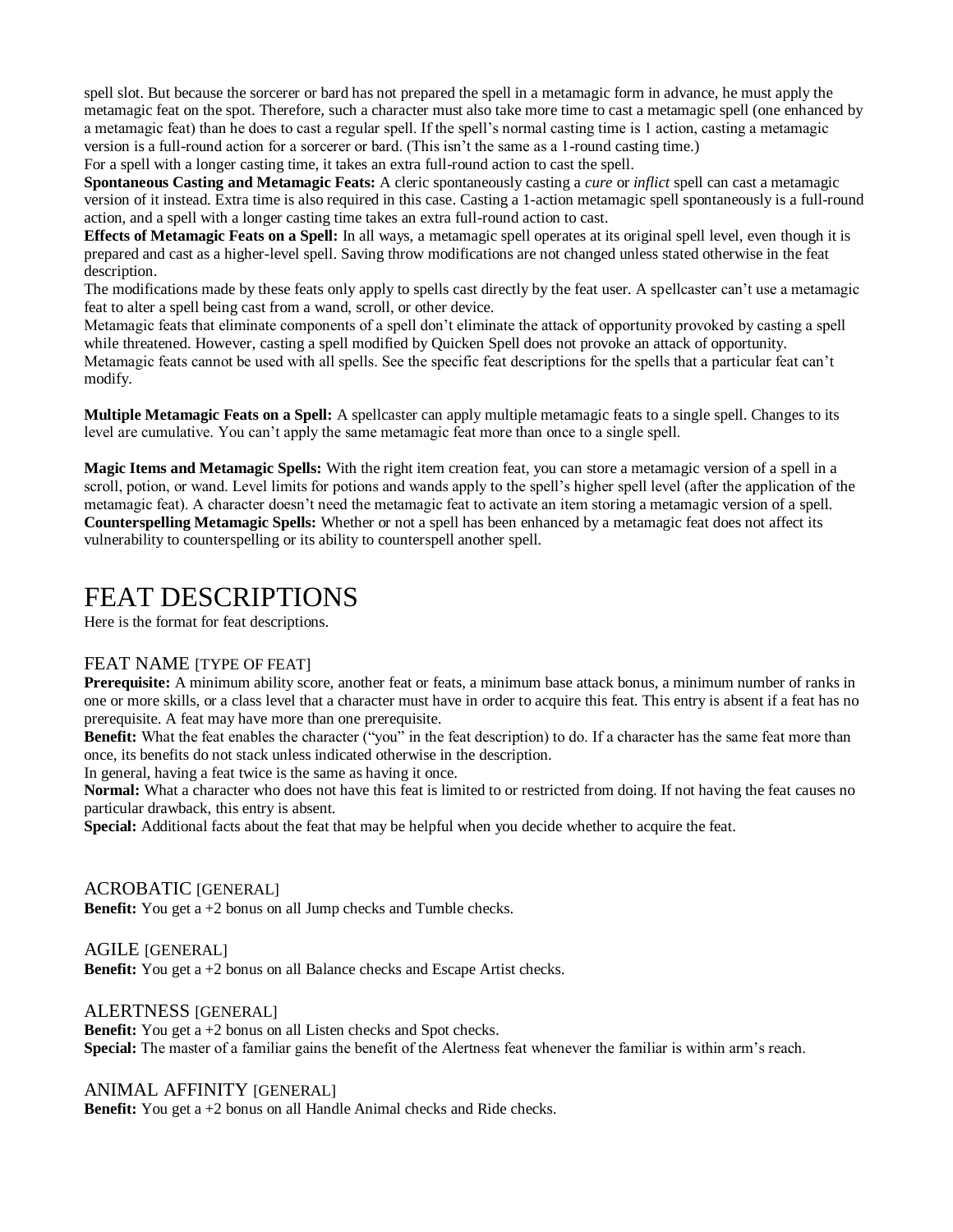spell slot. But because the sorcerer or bard has not prepared the spell in a metamagic form in advance, he must apply the metamagic feat on the spot. Therefore, such a character must also take more time to cast a metamagic spell (one enhanced by a metamagic feat) than he does to cast a regular spell. If the spell's normal casting time is 1 action, casting a metamagic version is a full-round action for a sorcerer or bard. (This isn't the same as a 1-round casting time.)

For a spell with a longer casting time, it takes an extra full-round action to cast the spell.

**Spontaneous Casting and Metamagic Feats:** A cleric spontaneously casting a *cure* or *inflict* spell can cast a metamagic version of it instead. Extra time is also required in this case. Casting a 1-action metamagic spell spontaneously is a full-round action, and a spell with a longer casting time takes an extra full-round action to cast.

**Effects of Metamagic Feats on a Spell:** In all ways, a metamagic spell operates at its original spell level, even though it is prepared and cast as a higher-level spell. Saving throw modifications are not changed unless stated otherwise in the feat description.

The modifications made by these feats only apply to spells cast directly by the feat user. A spellcaster can't use a metamagic feat to alter a spell being cast from a wand, scroll, or other device.

Metamagic feats that eliminate components of a spell don't eliminate the attack of opportunity provoked by casting a spell while threatened. However, casting a spell modified by Quicken Spell does not provoke an attack of opportunity.

Metamagic feats cannot be used with all spells. See the specific feat descriptions for the spells that a particular feat can't modify.

**Multiple Metamagic Feats on a Spell:** A spellcaster can apply multiple metamagic feats to a single spell. Changes to its level are cumulative. You can't apply the same metamagic feat more than once to a single spell.

**Magic Items and Metamagic Spells:** With the right item creation feat, you can store a metamagic version of a spell in a scroll, potion, or wand. Level limits for potions and wands apply to the spell's higher spell level (after the application of the metamagic feat). A character doesn't need the metamagic feat to activate an item storing a metamagic version of a spell.

**Counterspelling Metamagic Spells:** Whether or not a spell has been enhanced by a metamagic feat does not affect its vulnerability to counterspelling or its ability to counterspell another spell.

# FEAT DESCRIPTIONS

Here is the format for feat descriptions.

## FEAT NAME [TYPE OF FEAT]

**Prerequisite:** A minimum ability score, another feat or feats, a minimum base attack bonus, a minimum number of ranks in one or more skills, or a class level that a character must have in order to acquire this feat. This entry is absent if a feat has no prerequisite. A feat may have more than one prerequisite.

**Benefit:** What the feat enables the character ("you" in the feat description) to do. If a character has the same feat more than once, its benefits do not stack unless indicated otherwise in the description.

In general, having a feat twice is the same as having it once.

**Normal:** What a character who does not have this feat is limited to or restricted from doing. If not having the feat causes no particular drawback, this entry is absent.

**Special:** Additional facts about the feat that may be helpful when you decide whether to acquire the feat.

## ACROBATIC [GENERAL]

**Benefit:** You get a +2 bonus on all Jump checks and Tumble checks.

## AGILE [GENERAL]

**Benefit:** You get a +2 bonus on all Balance checks and Escape Artist checks.

## ALERTNESS [GENERAL]

**Benefit:** You get a +2 bonus on all Listen checks and Spot checks.

**Special:** The master of a familiar gains the benefit of the Alertness feat whenever the familiar is within arm's reach.

## ANIMAL AFFINITY [GENERAL]

**Benefit:** You get a +2 bonus on all Handle Animal checks and Ride checks.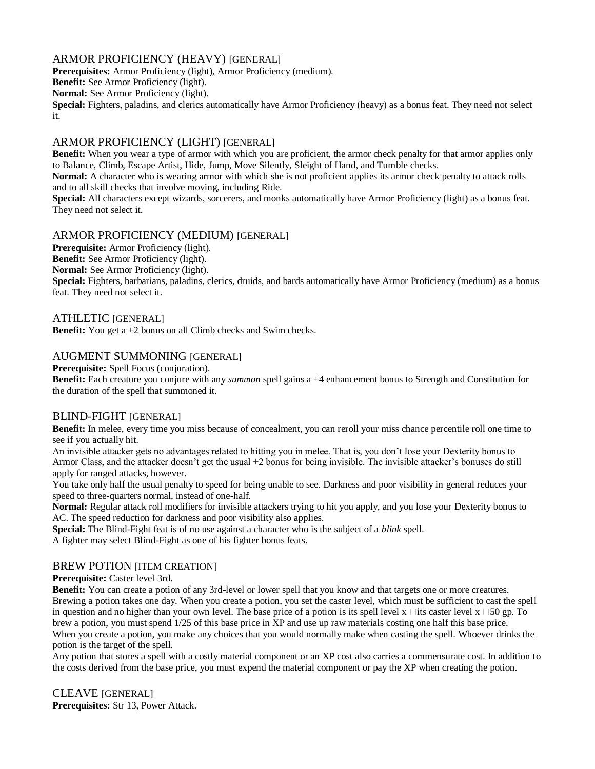## ARMOR PROFICIENCY (HEAVY) [GENERAL]

**Prerequisites:** Armor Proficiency (light), Armor Proficiency (medium).
**Benefit:** See Armor Proficiency (light).
**Normal:** See Armor Proficiency (light).
**Special:** Fighters, paladins, and clerics automatically have Armor Proficiency (heavy) as a bonus feat. They need not select it.

## ARMOR PROFICIENCY (LIGHT) [GENERAL]

**Benefit:** When you wear a type of armor with which you are proficient, the armor check penalty for that armor applies only to Balance, Climb, Escape Artist, Hide, Jump, Move Silently, Sleight of Hand, and Tumble checks.
**Normal:** A character who is wearing armor with which she is not proficient applies its armor check penalty to attack rolls and to all skill checks that involve moving, including Ride.
**Special:** All characters except wizards, sorcerers, and monks automatically have Armor Proficiency (light) as a bonus feat. They need not select it.

## ARMOR PROFICIENCY (MEDIUM) [GENERAL]

**Prerequisite:** Armor Proficiency (light).
**Benefit:** See Armor Proficiency (light).
**Normal:** See Armor Proficiency (light).
**Special:** Fighters, barbarians, paladins, clerics, druids, and bards automatically have Armor Proficiency (medium) as a bonus feat. They need not select it.

## ATHLETIC [GENERAL]

**Benefit:** You get a +2 bonus on all Climb checks and Swim checks.

## AUGMENT SUMMONING [GENERAL]

**Prerequisite:** Spell Focus (conjuration).
**Benefit:** Each creature you conjure with any *summon* spell gains a +4 enhancement bonus to Strength and Constitution for the duration of the spell that summoned it.

## BLIND-FIGHT [GENERAL]

**Benefit:** In melee, every time you miss because of concealment, you can reroll your miss chance percentile roll one time to see if you actually hit.
An invisible attacker gets no advantages related to hitting you in melee. That is, you don't lose your Dexterity bonus to Armor Class, and the attacker doesn't get the usual +2 bonus for being invisible. The invisible attacker's bonuses do still apply for ranged attacks, however.
You take only half the usual penalty to speed for being unable to see. Darkness and poor visibility in general reduces your speed to three-quarters normal, instead of one-half.
**Normal:** Regular attack roll modifiers for invisible attackers trying to hit you apply, and you lose your Dexterity bonus to AC. The speed reduction for darkness and poor visibility also applies.
**Special:** The Blind-Fight feat is of no use against a character who is the subject of a *blink* spell.
A fighter may select Blind-Fight as one of his fighter bonus feats.

## BREW POTION [ITEM CREATION]

**Prerequisite:** Caster level 3rd.
**Benefit:** You can create a potion of any 3rd-level or lower spell that you know and that targets one or more creatures. Brewing a potion takes one day. When you create a potion, you set the caster level, which must be sufficient to cast the spell in question and no higher than your own level. The base price of a potion is its spell level x its caster level x 50 gp. To brew a potion, you must spend 1/25 of this base price in XP and use up raw materials costing one half this base price.
When you create a potion, you make any choices that you would normally make when casting the spell. Whoever drinks the potion is the target of the spell.
Any potion that stores a spell with a costly material component or an XP cost also carries a commensurate cost. In addition to the costs derived from the base price, you must expend the material component or pay the XP when creating the potion.

## CLEAVE [GENERAL]

**Prerequisites:** Str 13, Power Attack.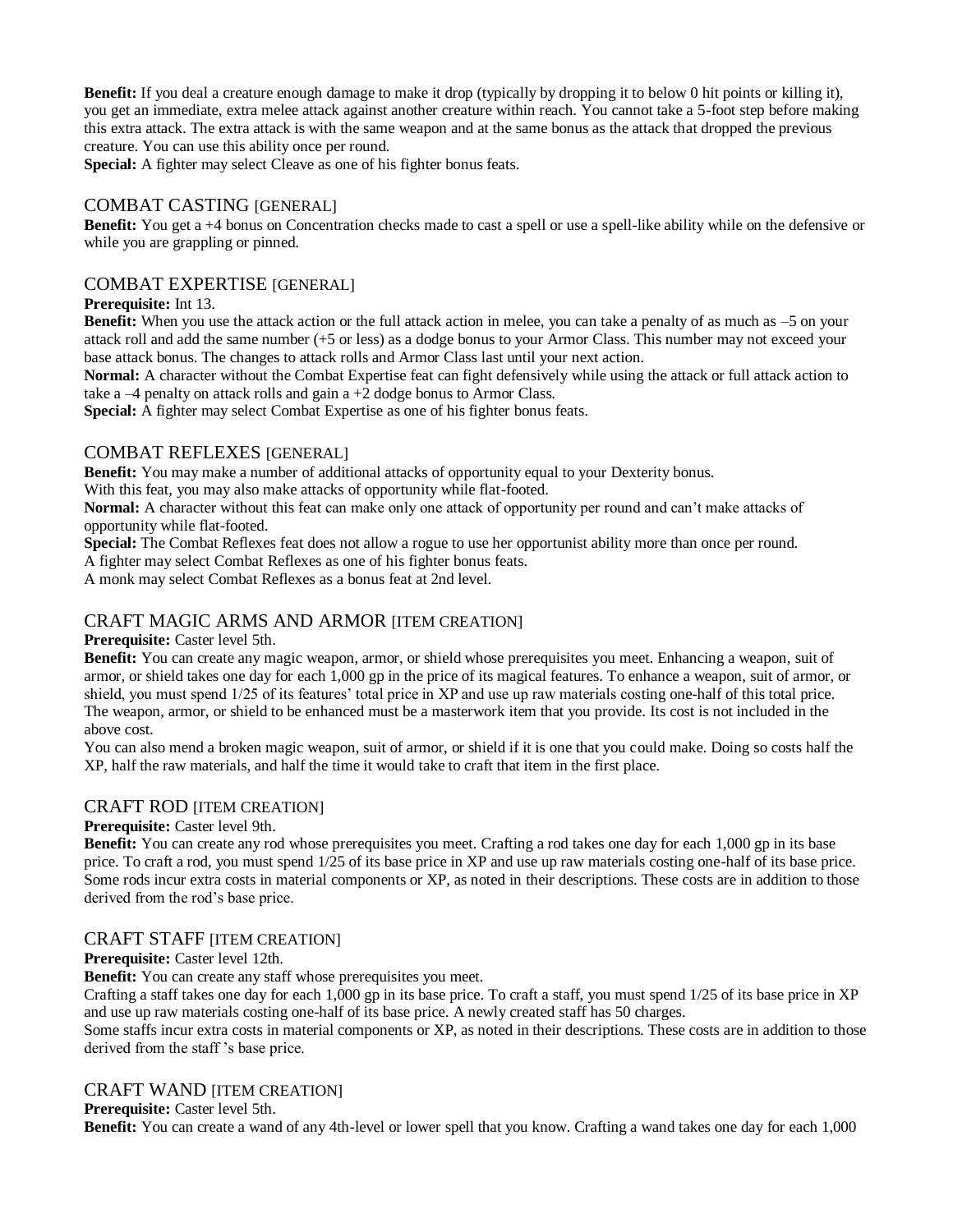**Benefit:** If you deal a creature enough damage to make it drop (typically by dropping it to below 0 hit points or killing it), you get an immediate, extra melee attack against another creature within reach. You cannot take a 5-foot step before making this extra attack. The extra attack is with the same weapon and at the same bonus as the attack that dropped the previous creature. You can use this ability once per round.
**Special:** A fighter may select Cleave as one of his fighter bonus feats.

## COMBAT CASTING [GENERAL]

**Benefit:** You get a +4 bonus on Concentration checks made to cast a spell or use a spell-like ability while on the defensive or while you are grappling or pinned.

## COMBAT EXPERTISE [GENERAL]

**Prerequisite:** Int 13.
**Benefit:** When you use the attack action or the full attack action in melee, you can take a penalty of as much as –5 on your attack roll and add the same number (+5 or less) as a dodge bonus to your Armor Class. This number may not exceed your base attack bonus. The changes to attack rolls and Armor Class last until your next action.
**Normal:** A character without the Combat Expertise feat can fight defensively while using the attack or full attack action to take a –4 penalty on attack rolls and gain a +2 dodge bonus to Armor Class.
**Special:** A fighter may select Combat Expertise as one of his fighter bonus feats.

## COMBAT REFLEXES [GENERAL]

**Benefit:** You may make a number of additional attacks of opportunity equal to your Dexterity bonus.
With this feat, you may also make attacks of opportunity while flat-footed.
**Normal:** A character without this feat can make only one attack of opportunity per round and can't make attacks of opportunity while flat-footed.
**Special:** The Combat Reflexes feat does not allow a rogue to use her opportunist ability more than once per round.
A fighter may select Combat Reflexes as one of his fighter bonus feats.
A monk may select Combat Reflexes as a bonus feat at 2nd level.

## CRAFT MAGIC ARMS AND ARMOR [ITEM CREATION]

**Prerequisite:** Caster level 5th.
**Benefit:** You can create any magic weapon, armor, or shield whose prerequisites you meet. Enhancing a weapon, suit of armor, or shield takes one day for each 1,000 gp in the price of its magical features. To enhance a weapon, suit of armor, or shield, you must spend 1/25 of its features' total price in XP and use up raw materials costing one-half of this total price. The weapon, armor, or shield to be enhanced must be a masterwork item that you provide. Its cost is not included in the above cost.
You can also mend a broken magic weapon, suit of armor, or shield if it is one that you could make. Doing so costs half the XP, half the raw materials, and half the time it would take to craft that item in the first place.

## CRAFT ROD [ITEM CREATION]

**Prerequisite:** Caster level 9th.
**Benefit:** You can create any rod whose prerequisites you meet. Crafting a rod takes one day for each 1,000 gp in its base price. To craft a rod, you must spend 1/25 of its base price in XP and use up raw materials costing one-half of its base price. Some rods incur extra costs in material components or XP, as noted in their descriptions. These costs are in addition to those derived from the rod's base price.

## CRAFT STAFF [ITEM CREATION]

**Prerequisite:** Caster level 12th.
**Benefit:** You can create any staff whose prerequisites you meet.
Crafting a staff takes one day for each 1,000 gp in its base price. To craft a staff, you must spend 1/25 of its base price in XP and use up raw materials costing one-half of its base price. A newly created staff has 50 charges.
Some staffs incur extra costs in material components or XP, as noted in their descriptions. These costs are in addition to those derived from the staff 's base price.

## CRAFT WAND [ITEM CREATION]

**Prerequisite:** Caster level 5th.
**Benefit:** You can create a wand of any 4th-level or lower spell that you know. Crafting a wand takes one day for each 1,000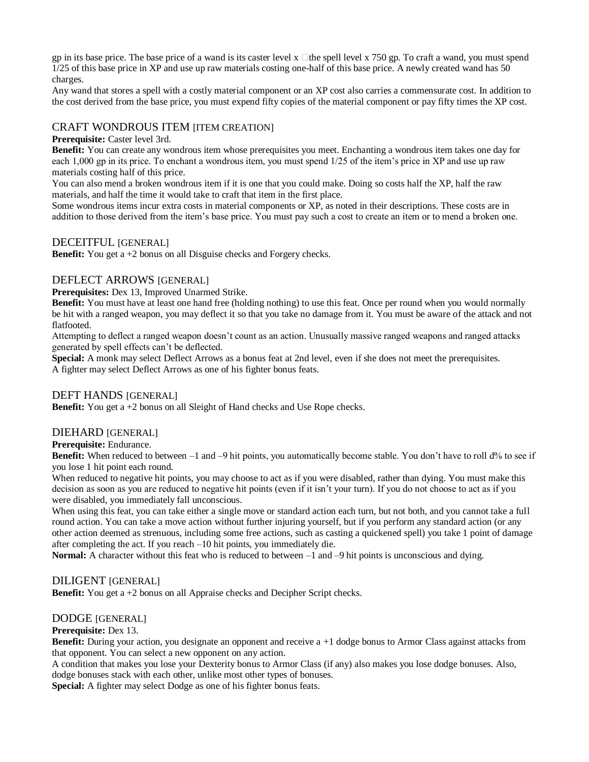gp in its base price. The base price of a wand is its caster level x the spell level x 750 gp. To craft a wand, you must spend 1/25 of this base price in XP and use up raw materials costing one-half of this base price. A newly created wand has 50 charges.

Any wand that stores a spell with a costly material component or an XP cost also carries a commensurate cost. In addition to the cost derived from the base price, you must expend fifty copies of the material component or pay fifty times the XP cost.

## CRAFT WONDROUS ITEM [ITEM CREATION]

**Prerequisite:** Caster level 3rd.

**Benefit:** You can create any wondrous item whose prerequisites you meet. Enchanting a wondrous item takes one day for each 1,000 gp in its price. To enchant a wondrous item, you must spend 1/25 of the item's price in XP and use up raw materials costing half of this price.

You can also mend a broken wondrous item if it is one that you could make. Doing so costs half the XP, half the raw materials, and half the time it would take to craft that item in the first place.

Some wondrous items incur extra costs in material components or XP, as noted in their descriptions. These costs are in addition to those derived from the item's base price. You must pay such a cost to create an item or to mend a broken one.

## DECEITFUL [GENERAL]

**Benefit:** You get a +2 bonus on all Disguise checks and Forgery checks.

## DEFLECT ARROWS [GENERAL]

**Prerequisites:** Dex 13, Improved Unarmed Strike.

**Benefit:** You must have at least one hand free (holding nothing) to use this feat. Once per round when you would normally be hit with a ranged weapon, you may deflect it so that you take no damage from it. You must be aware of the attack and not flatfooted.

Attempting to deflect a ranged weapon doesn't count as an action. Unusually massive ranged weapons and ranged attacks generated by spell effects can't be deflected.

**Special:** A monk may select Deflect Arrows as a bonus feat at 2nd level, even if she does not meet the prerequisites.

A fighter may select Deflect Arrows as one of his fighter bonus feats.

## DEFT HANDS [GENERAL]

**Benefit:** You get a +2 bonus on all Sleight of Hand checks and Use Rope checks.

## DIEHARD [GENERAL]

**Prerequisite:** Endurance.

**Benefit:** When reduced to between –1 and –9 hit points, you automatically become stable. You don't have to roll d% to see if you lose 1 hit point each round.

When reduced to negative hit points, you may choose to act as if you were disabled, rather than dying. You must make this decision as soon as you are reduced to negative hit points (even if it isn't your turn). If you do not choose to act as if you were disabled, you immediately fall unconscious.

When using this feat, you can take either a single move or standard action each turn, but not both, and you cannot take a full round action. You can take a move action without further injuring yourself, but if you perform any standard action (or any other action deemed as strenuous, including some free actions, such as casting a quickened spell) you take 1 point of damage after completing the act. If you reach –10 hit points, you immediately die.

**Normal:** A character without this feat who is reduced to between –1 and –9 hit points is unconscious and dying.

## DILIGENT [GENERAL]

**Benefit:** You get a +2 bonus on all Appraise checks and Decipher Script checks.

## DODGE [GENERAL]

**Prerequisite:** Dex 13.

**Benefit:** During your action, you designate an opponent and receive a +1 dodge bonus to Armor Class against attacks from that opponent. You can select a new opponent on any action.

A condition that makes you lose your Dexterity bonus to Armor Class (if any) also makes you lose dodge bonuses. Also, dodge bonuses stack with each other, unlike most other types of bonuses.

**Special:** A fighter may select Dodge as one of his fighter bonus feats.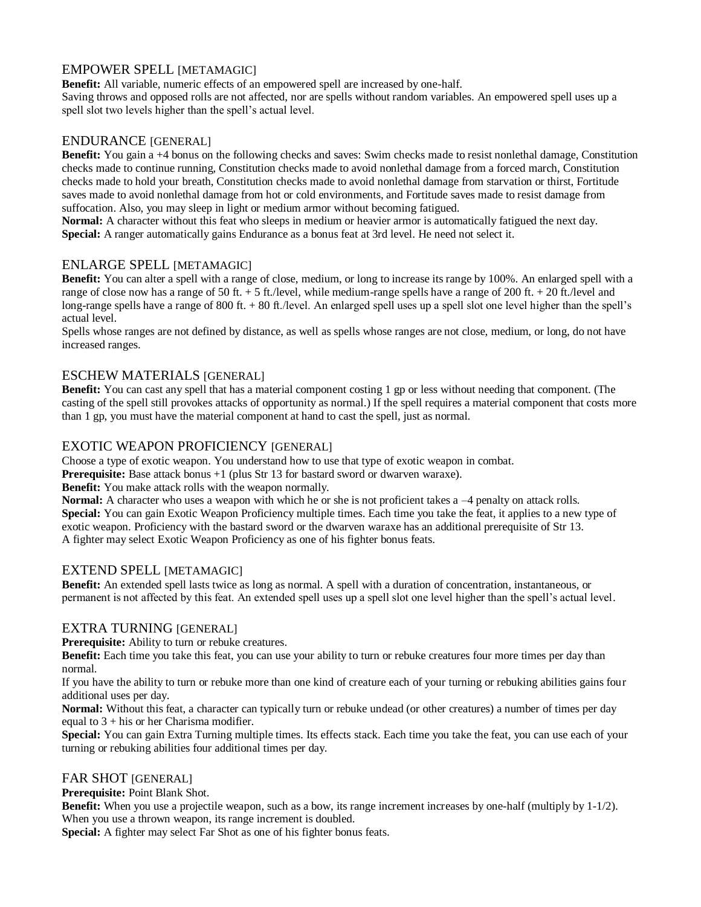## EMPOWER SPELL [METAMAGIC]

**Benefit:** All variable, numeric effects of an empowered spell are increased by one-half.
Saving throws and opposed rolls are not affected, nor are spells without random variables. An empowered spell uses up a spell slot two levels higher than the spell's actual level.

## ENDURANCE [GENERAL]

**Benefit:** You gain a +4 bonus on the following checks and saves: Swim checks made to resist nonlethal damage, Constitution checks made to continue running, Constitution checks made to avoid nonlethal damage from a forced march, Constitution checks made to hold your breath, Constitution checks made to avoid nonlethal damage from starvation or thirst, Fortitude saves made to avoid nonlethal damage from hot or cold environments, and Fortitude saves made to resist damage from suffocation. Also, you may sleep in light or medium armor without becoming fatigued.
**Normal:** A character without this feat who sleeps in medium or heavier armor is automatically fatigued the next day.
**Special:** A ranger automatically gains Endurance as a bonus feat at 3rd level. He need not select it.

## ENLARGE SPELL [METAMAGIC]

**Benefit:** You can alter a spell with a range of close, medium, or long to increase its range by 100%. An enlarged spell with a range of close now has a range of 50 ft. + 5 ft./level, while medium-range spells have a range of 200 ft. + 20 ft./level and long-range spells have a range of 800 ft. + 80 ft./level. An enlarged spell uses up a spell slot one level higher than the spell's actual level.
Spells whose ranges are not defined by distance, as well as spells whose ranges are not close, medium, or long, do not have increased ranges.

## ESCHEW MATERIALS [GENERAL]

**Benefit:** You can cast any spell that has a material component costing 1 gp or less without needing that component. (The casting of the spell still provokes attacks of opportunity as normal.) If the spell requires a material component that costs more than 1 gp, you must have the material component at hand to cast the spell, just as normal.

## EXOTIC WEAPON PROFICIENCY [GENERAL]

Choose a type of exotic weapon. You understand how to use that type of exotic weapon in combat.
**Prerequisite:** Base attack bonus +1 (plus Str 13 for bastard sword or dwarven waraxe).
**Benefit:** You make attack rolls with the weapon normally.
**Normal:** A character who uses a weapon with which he or she is not proficient takes a –4 penalty on attack rolls.
**Special:** You can gain Exotic Weapon Proficiency multiple times. Each time you take the feat, it applies to a new type of exotic weapon. Proficiency with the bastard sword or the dwarven waraxe has an additional prerequisite of Str 13.
A fighter may select Exotic Weapon Proficiency as one of his fighter bonus feats.

## EXTEND SPELL [METAMAGIC]

**Benefit:** An extended spell lasts twice as long as normal. A spell with a duration of concentration, instantaneous, or permanent is not affected by this feat. An extended spell uses up a spell slot one level higher than the spell's actual level.

## EXTRA TURNING [GENERAL]

**Prerequisite:** Ability to turn or rebuke creatures.
**Benefit:** Each time you take this feat, you can use your ability to turn or rebuke creatures four more times per day than normal.
If you have the ability to turn or rebuke more than one kind of creature each of your turning or rebuking abilities gains four additional uses per day.
**Normal:** Without this feat, a character can typically turn or rebuke undead (or other creatures) a number of times per day equal to 3 + his or her Charisma modifier.
**Special:** You can gain Extra Turning multiple times. Its effects stack. Each time you take the feat, you can use each of your turning or rebuking abilities four additional times per day.

## FAR SHOT [GENERAL]

**Prerequisite:** Point Blank Shot.
**Benefit:** When you use a projectile weapon, such as a bow, its range increment increases by one-half (multiply by 1-1/2). When you use a thrown weapon, its range increment is doubled.
**Special:** A fighter may select Far Shot as one of his fighter bonus feats.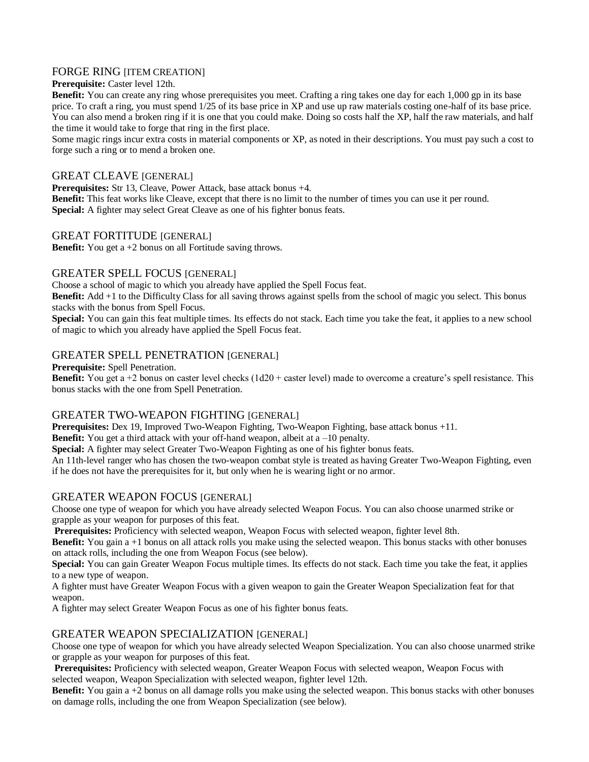## FORGE RING [ITEM CREATION]

**Prerequisite:** Caster level 12th.

**Benefit:** You can create any ring whose prerequisites you meet. Crafting a ring takes one day for each 1,000 gp in its base price. To craft a ring, you must spend 1/25 of its base price in XP and use up raw materials costing one-half of its base price. You can also mend a broken ring if it is one that you could make. Doing so costs half the XP, half the raw materials, and half the time it would take to forge that ring in the first place.

Some magic rings incur extra costs in material components or XP, as noted in their descriptions. You must pay such a cost to forge such a ring or to mend a broken one.

## GREAT CLEAVE [GENERAL]

**Prerequisites:** Str 13, Cleave, Power Attack, base attack bonus +4.

**Benefit:** This feat works like Cleave, except that there is no limit to the number of times you can use it per round.

**Special:** A fighter may select Great Cleave as one of his fighter bonus feats.

## GREAT FORTITUDE [GENERAL]

**Benefit:** You get a +2 bonus on all Fortitude saving throws.

## GREATER SPELL FOCUS [GENERAL]

Choose a school of magic to which you already have applied the Spell Focus feat.

**Benefit:** Add +1 to the Difficulty Class for all saving throws against spells from the school of magic you select. This bonus stacks with the bonus from Spell Focus.

**Special:** You can gain this feat multiple times. Its effects do not stack. Each time you take the feat, it applies to a new school of magic to which you already have applied the Spell Focus feat.

## GREATER SPELL PENETRATION [GENERAL]

**Prerequisite:** Spell Penetration.

**Benefit:** You get a +2 bonus on caster level checks (1d20 + caster level) made to overcome a creature's spell resistance. This bonus stacks with the one from Spell Penetration.

## GREATER TWO-WEAPON FIGHTING [GENERAL]

**Prerequisites:** Dex 19, Improved Two-Weapon Fighting, Two-Weapon Fighting, base attack bonus +11.

**Benefit:** You get a third attack with your off-hand weapon, albeit at a –10 penalty.

**Special:** A fighter may select Greater Two-Weapon Fighting as one of his fighter bonus feats.

An 11th-level ranger who has chosen the two-weapon combat style is treated as having Greater Two-Weapon Fighting, even if he does not have the prerequisites for it, but only when he is wearing light or no armor.

## GREATER WEAPON FOCUS [GENERAL]

Choose one type of weapon for which you have already selected Weapon Focus. You can also choose unarmed strike or grapple as your weapon for purposes of this feat.

**Prerequisites:** Proficiency with selected weapon, Weapon Focus with selected weapon, fighter level 8th.

**Benefit:** You gain a +1 bonus on all attack rolls you make using the selected weapon. This bonus stacks with other bonuses on attack rolls, including the one from Weapon Focus (see below).

**Special:** You can gain Greater Weapon Focus multiple times. Its effects do not stack. Each time you take the feat, it applies to a new type of weapon.

A fighter must have Greater Weapon Focus with a given weapon to gain the Greater Weapon Specialization feat for that weapon.

A fighter may select Greater Weapon Focus as one of his fighter bonus feats.

## GREATER WEAPON SPECIALIZATION [GENERAL]

Choose one type of weapon for which you have already selected Weapon Specialization. You can also choose unarmed strike or grapple as your weapon for purposes of this feat.

**Prerequisites:** Proficiency with selected weapon, Greater Weapon Focus with selected weapon, Weapon Focus with selected weapon, Weapon Specialization with selected weapon, fighter level 12th.

**Benefit:** You gain a +2 bonus on all damage rolls you make using the selected weapon. This bonus stacks with other bonuses on damage rolls, including the one from Weapon Specialization (see below).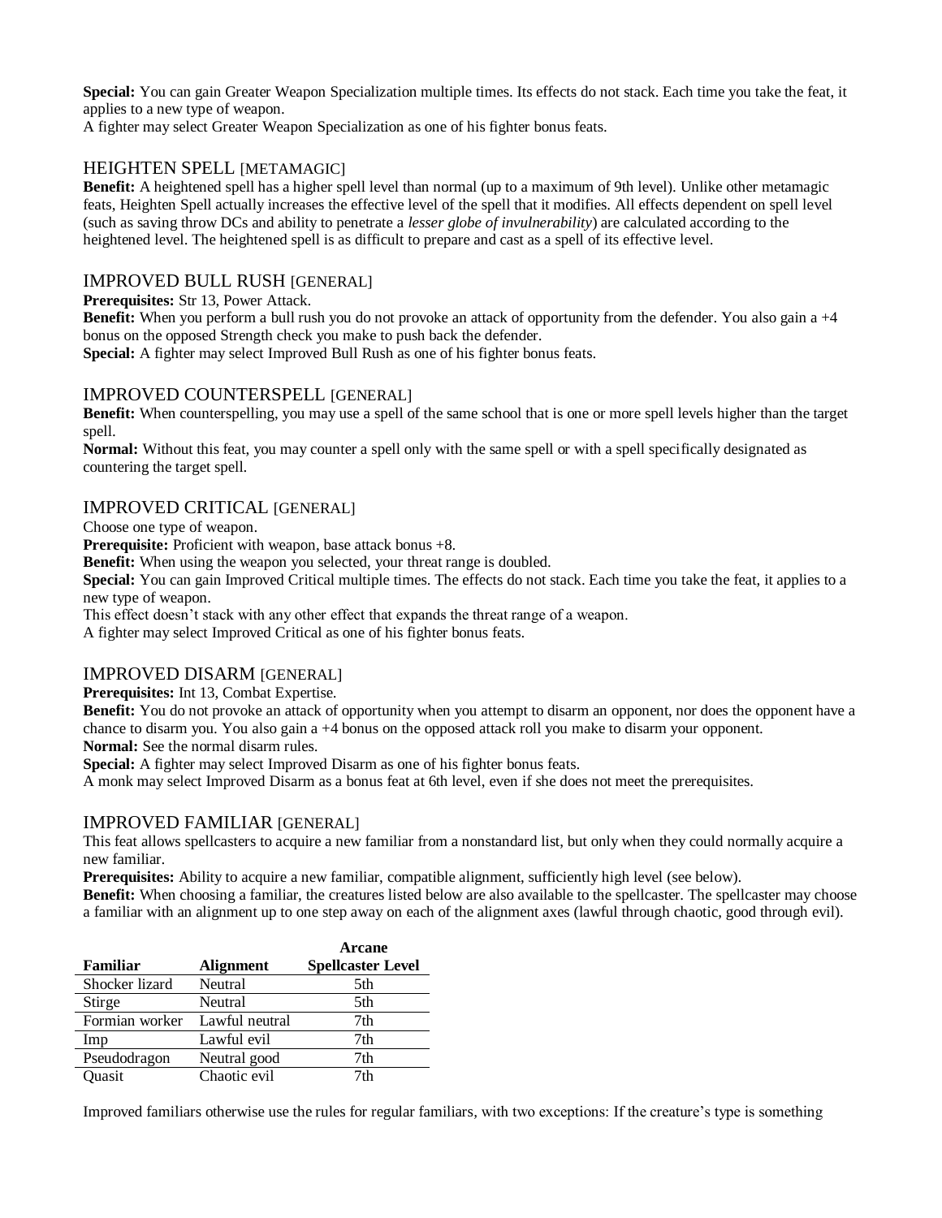**Special:** You can gain Greater Weapon Specialization multiple times. Its effects do not stack. Each time you take the feat, it applies to a new type of weapon.
A fighter may select Greater Weapon Specialization as one of his fighter bonus feats.

## HEIGHTEN SPELL [METAMAGIC]

**Benefit:** A heightened spell has a higher spell level than normal (up to a maximum of 9th level). Unlike other metamagic feats, Heighten Spell actually increases the effective level of the spell that it modifies. All effects dependent on spell level (such as saving throw DCs and ability to penetrate a *lesser globe of invulnerability*) are calculated according to the heightened level. The heightened spell is as difficult to prepare and cast as a spell of its effective level.

## IMPROVED BULL RUSH [GENERAL]

**Prerequisites:** Str 13, Power Attack.
**Benefit:** When you perform a bull rush you do not provoke an attack of opportunity from the defender. You also gain a +4 bonus on the opposed Strength check you make to push back the defender.
**Special:** A fighter may select Improved Bull Rush as one of his fighter bonus feats.

## IMPROVED COUNTERSPELL [GENERAL]

**Benefit:** When counterspelling, you may use a spell of the same school that is one or more spell levels higher than the target spell.
**Normal:** Without this feat, you may counter a spell only with the same spell or with a spell specifically designated as countering the target spell.

## IMPROVED CRITICAL [GENERAL]

Choose one type of weapon.
**Prerequisite:** Proficient with weapon, base attack bonus +8.
**Benefit:** When using the weapon you selected, your threat range is doubled.
**Special:** You can gain Improved Critical multiple times. The effects do not stack. Each time you take the feat, it applies to a new type of weapon.
This effect doesn't stack with any other effect that expands the threat range of a weapon.
A fighter may select Improved Critical as one of his fighter bonus feats.

## IMPROVED DISARM [GENERAL]

**Prerequisites:** Int 13, Combat Expertise.
**Benefit:** You do not provoke an attack of opportunity when you attempt to disarm an opponent, nor does the opponent have a chance to disarm you. You also gain a +4 bonus on the opposed attack roll you make to disarm your opponent.
**Normal:** See the normal disarm rules.
**Special:** A fighter may select Improved Disarm as one of his fighter bonus feats.
A monk may select Improved Disarm as a bonus feat at 6th level, even if she does not meet the prerequisites.

## IMPROVED FAMILIAR [GENERAL]

This feat allows spellcasters to acquire a new familiar from a nonstandard list, but only when they could normally acquire a new familiar.
**Prerequisites:** Ability to acquire a new familiar, compatible alignment, sufficiently high level (see below).
**Benefit:** When choosing a familiar, the creatures listed below are also available to the spellcaster. The spellcaster may choose a familiar with an alignment up to one step away on each of the alignment axes (lawful through chaotic, good through evil).

| Familiar | Alignment | Arcane Spellcaster Level |
|---|---|---|
| Shocker lizard | Neutral | 5th |
| Stirge | Neutral | 5th |
| Formian worker | Lawful neutral | 7th |
| Imp | Lawful evil | 7th |
| Pseudodragon | Neutral good | 7th |
| Quasit | Chaotic evil | 7th |

Improved familiars otherwise use the rules for regular familiars, with two exceptions: If the creature's type is something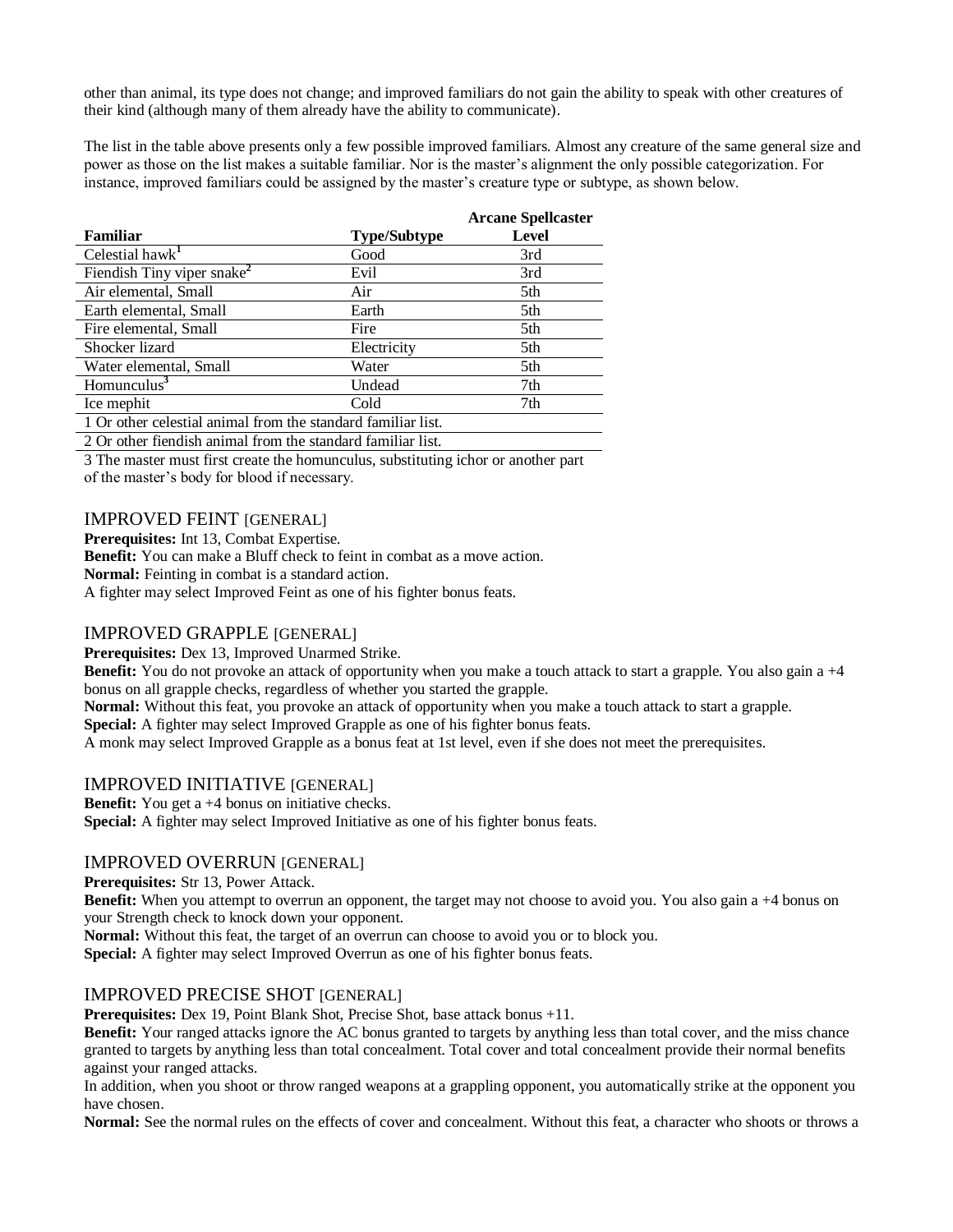other than animal, its type does not change; and improved familiars do not gain the ability to speak with other creatures of their kind (although many of them already have the ability to communicate).

The list in the table above presents only a few possible improved familiars. Almost any creature of the same general size and power as those on the list makes a suitable familiar. Nor is the master's alignment the only possible categorization. For instance, improved familiars could be assigned by the master's creature type or subtype, as shown below.

| Familiar | Type/Subtype | Arcane Spellcaster Level |
|---|---|---|
| Celestial hawk[1] | Good | 3rd |
| Fiendish Tiny viper snake[2] | Evil | 3rd |
| Air elemental, Small | Air | 5th |
| Earth elemental, Small | Earth | 5th |
| Fire elemental, Small | Fire | 5th |
| Shocker lizard | Electricity | 5th |
| Water elemental, Small | Water | 5th |
| Homunculus[3] | Undead | 7th |
| Ice mephit | Cold | 7th |

1 Or other celestial animal from the standard familiar list.

2 Or other fiendish animal from the standard familiar list.

3 The master must first create the homunculus, substituting ichor or another part of the master's body for blood if necessary.

## IMPROVED FEINT [GENERAL]

**Prerequisites:** Int 13, Combat Expertise.
**Benefit:** You can make a Bluff check to feint in combat as a move action.
**Normal:** Feinting in combat is a standard action.
A fighter may select Improved Feint as one of his fighter bonus feats.

## IMPROVED GRAPPLE [GENERAL]

**Prerequisites:** Dex 13, Improved Unarmed Strike.
**Benefit:** You do not provoke an attack of opportunity when you make a touch attack to start a grapple. You also gain a +4 bonus on all grapple checks, regardless of whether you started the grapple.
**Normal:** Without this feat, you provoke an attack of opportunity when you make a touch attack to start a grapple.
**Special:** A fighter may select Improved Grapple as one of his fighter bonus feats.
A monk may select Improved Grapple as a bonus feat at 1st level, even if she does not meet the prerequisites.

## IMPROVED INITIATIVE [GENERAL]

**Benefit:** You get a +4 bonus on initiative checks.
**Special:** A fighter may select Improved Initiative as one of his fighter bonus feats.

## IMPROVED OVERRUN [GENERAL]

**Prerequisites:** Str 13, Power Attack.
**Benefit:** When you attempt to overrun an opponent, the target may not choose to avoid you. You also gain a +4 bonus on your Strength check to knock down your opponent.
**Normal:** Without this feat, the target of an overrun can choose to avoid you or to block you.
**Special:** A fighter may select Improved Overrun as one of his fighter bonus feats.

## IMPROVED PRECISE SHOT [GENERAL]

**Prerequisites:** Dex 19, Point Blank Shot, Precise Shot, base attack bonus +11.
**Benefit:** Your ranged attacks ignore the AC bonus granted to targets by anything less than total cover, and the miss chance granted to targets by anything less than total concealment. Total cover and total concealment provide their normal benefits against your ranged attacks.
In addition, when you shoot or throw ranged weapons at a grappling opponent, you automatically strike at the opponent you have chosen.
**Normal:** See the normal rules on the effects of cover and concealment. Without this feat, a character who shoots or throws a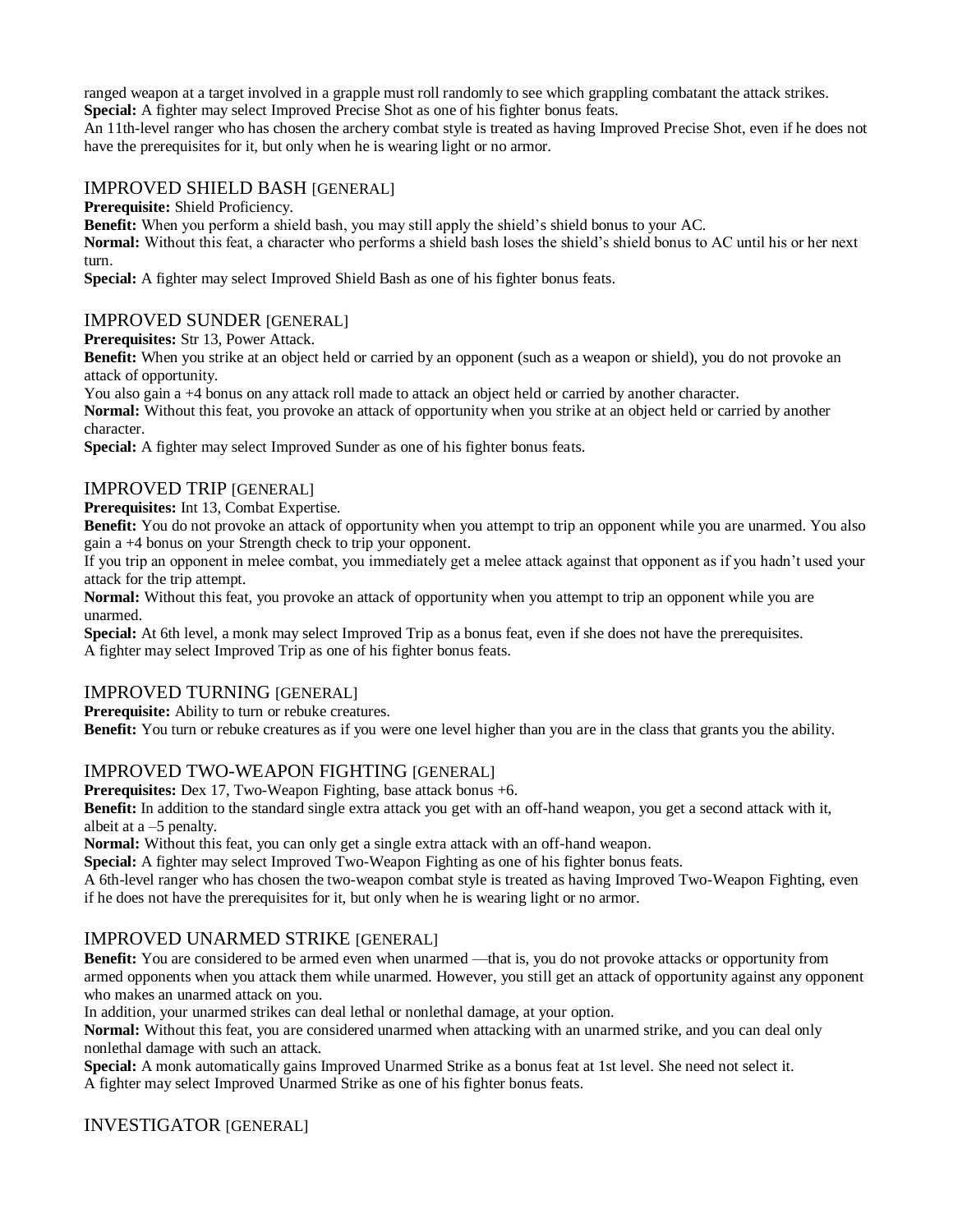ranged weapon at a target involved in a grapple must roll randomly to see which grappling combatant the attack strikes.
**Special:** A fighter may select Improved Precise Shot as one of his fighter bonus feats.
An 11th-level ranger who has chosen the archery combat style is treated as having Improved Precise Shot, even if he does not have the prerequisites for it, but only when he is wearing light or no armor.

## IMPROVED SHIELD BASH [GENERAL]

**Prerequisite:** Shield Proficiency.
**Benefit:** When you perform a shield bash, you may still apply the shield's shield bonus to your AC.
**Normal:** Without this feat, a character who performs a shield bash loses the shield's shield bonus to AC until his or her next turn.
**Special:** A fighter may select Improved Shield Bash as one of his fighter bonus feats.

## IMPROVED SUNDER [GENERAL]

**Prerequisites:** Str 13, Power Attack.
**Benefit:** When you strike at an object held or carried by an opponent (such as a weapon or shield), you do not provoke an attack of opportunity.
You also gain a +4 bonus on any attack roll made to attack an object held or carried by another character.
**Normal:** Without this feat, you provoke an attack of opportunity when you strike at an object held or carried by another character.
**Special:** A fighter may select Improved Sunder as one of his fighter bonus feats.

## IMPROVED TRIP [GENERAL]

**Prerequisites:** Int 13, Combat Expertise.
**Benefit:** You do not provoke an attack of opportunity when you attempt to trip an opponent while you are unarmed. You also gain a +4 bonus on your Strength check to trip your opponent.
If you trip an opponent in melee combat, you immediately get a melee attack against that opponent as if you hadn't used your attack for the trip attempt.
**Normal:** Without this feat, you provoke an attack of opportunity when you attempt to trip an opponent while you are unarmed.
**Special:** At 6th level, a monk may select Improved Trip as a bonus feat, even if she does not have the prerequisites.
A fighter may select Improved Trip as one of his fighter bonus feats.

## IMPROVED TURNING [GENERAL]

**Prerequisite:** Ability to turn or rebuke creatures.
**Benefit:** You turn or rebuke creatures as if you were one level higher than you are in the class that grants you the ability.

## IMPROVED TWO-WEAPON FIGHTING [GENERAL]

**Prerequisites:** Dex 17, Two-Weapon Fighting, base attack bonus +6.
**Benefit:** In addition to the standard single extra attack you get with an off-hand weapon, you get a second attack with it, albeit at a –5 penalty.
**Normal:** Without this feat, you can only get a single extra attack with an off-hand weapon.
**Special:** A fighter may select Improved Two-Weapon Fighting as one of his fighter bonus feats.
A 6th-level ranger who has chosen the two-weapon combat style is treated as having Improved Two-Weapon Fighting, even if he does not have the prerequisites for it, but only when he is wearing light or no armor.

## IMPROVED UNARMED STRIKE [GENERAL]

**Benefit:** You are considered to be armed even when unarmed —that is, you do not provoke attacks or opportunity from armed opponents when you attack them while unarmed. However, you still get an attack of opportunity against any opponent who makes an unarmed attack on you.
In addition, your unarmed strikes can deal lethal or nonlethal damage, at your option.
**Normal:** Without this feat, you are considered unarmed when attacking with an unarmed strike, and you can deal only nonlethal damage with such an attack.
**Special:** A monk automatically gains Improved Unarmed Strike as a bonus feat at 1st level. She need not select it.
A fighter may select Improved Unarmed Strike as one of his fighter bonus feats.

## INVESTIGATOR [GENERAL]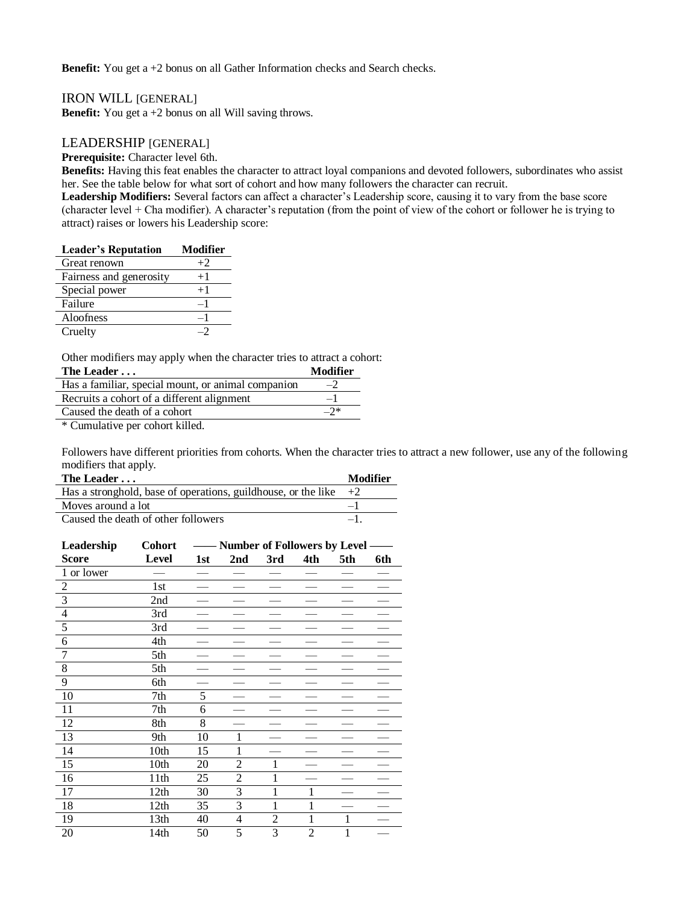**Benefit:** You get a +2 bonus on all Gather Information checks and Search checks.

## IRON WILL [GENERAL]

**Benefit:** You get a +2 bonus on all Will saving throws.

## LEADERSHIP [GENERAL]

**Prerequisite:** Character level 6th.

**Benefits:** Having this feat enables the character to attract loyal companions and devoted followers, subordinates who assist her. See the table below for what sort of cohort and how many followers the character can recruit.

**Leadership Modifiers:** Several factors can affect a character's Leadership score, causing it to vary from the base score (character level + Cha modifier). A character's reputation (from the point of view of the cohort or follower he is trying to attract) raises or lowers his Leadership score:

| Leader's Reputation | Modifier |
|---|---|
| Great renown | +2 |
| Fairness and generosity | +1 |
| Special power | +1 |
| Failure | –1 |
| Aloofness | –1 |
| Cruelty | –2 |

Other modifiers may apply when the character tries to attract a cohort:

| The Leader . . . | Modifier |
|---|---|
| Has a familiar, special mount, or animal companion | –2 |
| Recruits a cohort of a different alignment | –1 |
| Caused the death of a cohort | –2* |

* Cumulative per cohort killed.

Followers have different priorities from cohorts. When the character tries to attract a new follower, use any of the following modifiers that apply.

| The Leader . . . | Modifier |
|---|---|
| Has a stronghold, base of operations, guildhouse, or the like | +2 |
| Moves around a lot | –1 |
| Caused the death of other followers | –1. |

| Leadership | Cohort | —— Number of Followers by Level —— | | | | | |
|---|---|---|---|---|---|---|---|
| Score | Level | 1st | 2nd | 3rd | 4th | 5th | 6th |
| 1 or lower | — | — | — | — | — | — | — |
| 2 | 1st | — | — | — | — | — | — |
| 3 | 2nd | — | — | — | — | — | — |
| 4 | 3rd | — | — | — | — | — | — |
| 5 | 3rd | — | — | — | — | — | — |
| 6 | 4th | — | — | — | — | — | — |
| 7 | 5th | — | — | — | — | — | — |
| 8 | 5th | — | — | — | — | — | — |
| 9 | 6th | — | — | — | — | — | — |
| 10 | 7th | 5 | — | — | — | — | — |
| 11 | 7th | 6 | — | — | — | — | — |
| 12 | 8th | 8 | — | — | — | — | — |
| 13 | 9th | 10 | 1 | — | — | — | — |
| 14 | 10th | 15 | 1 | — | — | — | — |
| 15 | 10th | 20 | 2 | 1 | — | — | — |
| 16 | 11th | 25 | 2 | 1 | — | — | — |
| 17 | 12th | 30 | 3 | 1 | 1 | — | — |
| 18 | 12th | 35 | 3 | 1 | 1 | — | — |
| 19 | 13th | 40 | 4 | 2 | 1 | 1 | — |
| 20 | 14th | 50 | 5 | 3 | 2 | 1 | — |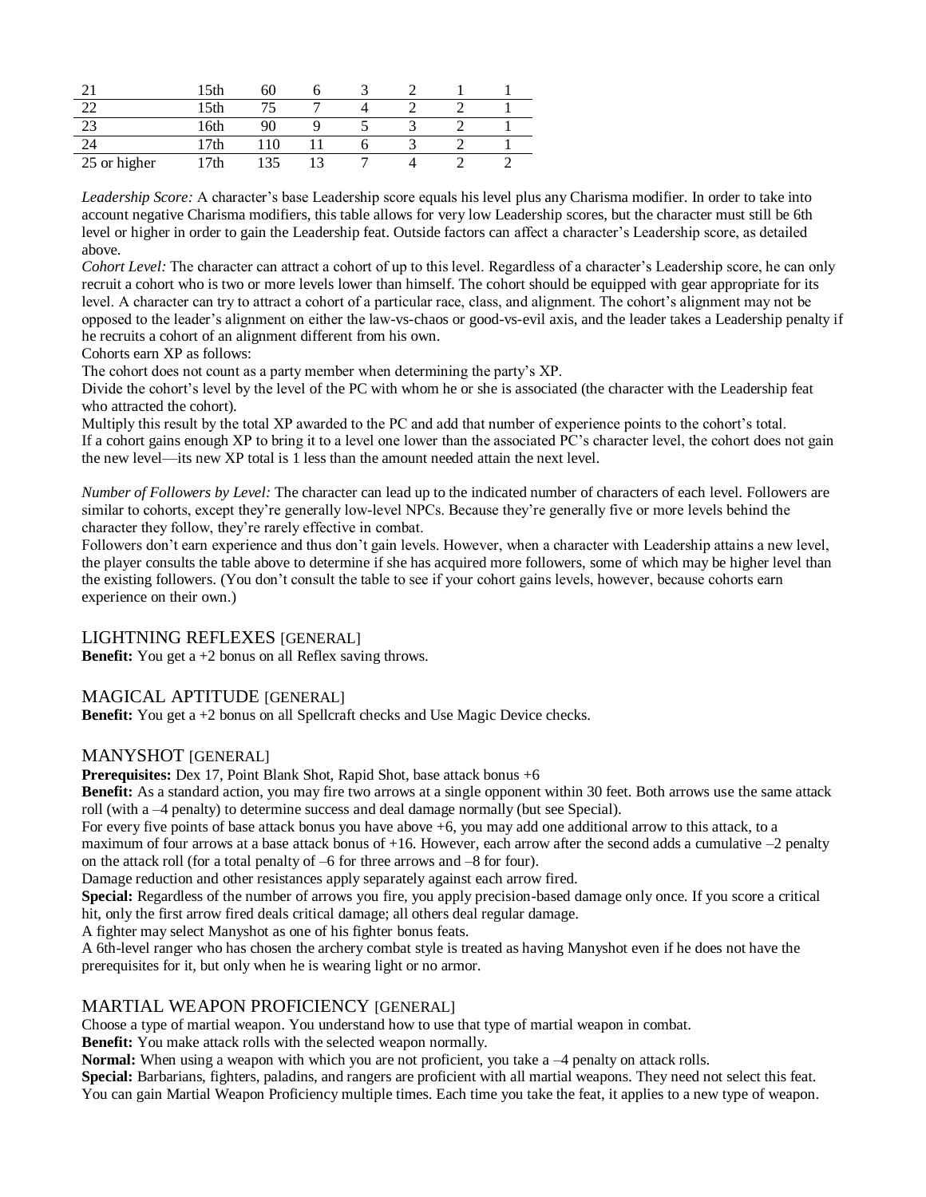| | | | | | | | |
|---|---|---|---|---|---|---|---|
| 21 | 15th | 60 | 6 | 3 | 2 | 1 | 1 |
| 22 | 15th | 75 | 7 | 4 | 2 | 2 | 1 |
| 23 | 16th | 90 | 9 | 5 | 3 | 2 | 1 |
| 24 | 17th | 110 | 11 | 6 | 3 | 2 | 1 |
| 25 or higher | 17th | 135 | 13 | 7 | 4 | 2 | 2 |

*Leadership Score:* A character's base Leadership score equals his level plus any Charisma modifier. In order to take into account negative Charisma modifiers, this table allows for very low Leadership scores, but the character must still be 6th level or higher in order to gain the Leadership feat. Outside factors can affect a character's Leadership score, as detailed above.

*Cohort Level:* The character can attract a cohort of up to this level. Regardless of a character's Leadership score, he can only recruit a cohort who is two or more levels lower than himself. The cohort should be equipped with gear appropriate for its level. A character can try to attract a cohort of a particular race, class, and alignment. The cohort's alignment may not be opposed to the leader's alignment on either the law-vs-chaos or good-vs-evil axis, and the leader takes a Leadership penalty if he recruits a cohort of an alignment different from his own.

Cohorts earn XP as follows:

The cohort does not count as a party member when determining the party's XP.

Divide the cohort's level by the level of the PC with whom he or she is associated (the character with the Leadership feat who attracted the cohort).

Multiply this result by the total XP awarded to the PC and add that number of experience points to the cohort's total.

If a cohort gains enough XP to bring it to a level one lower than the associated PC's character level, the cohort does not gain the new level—its new XP total is 1 less than the amount needed attain the next level.

*Number of Followers by Level:* The character can lead up to the indicated number of characters of each level. Followers are similar to cohorts, except they're generally low-level NPCs. Because they're generally five or more levels behind the character they follow, they're rarely effective in combat.

Followers don't earn experience and thus don't gain levels. However, when a character with Leadership attains a new level, the player consults the table above to determine if she has acquired more followers, some of which may be higher level than the existing followers. (You don't consult the table to see if your cohort gains levels, however, because cohorts earn experience on their own.)

## LIGHTNING REFLEXES [GENERAL]

**Benefit:** You get a +2 bonus on all Reflex saving throws.

## MAGICAL APTITUDE [GENERAL]

**Benefit:** You get a +2 bonus on all Spellcraft checks and Use Magic Device checks.

## MANYSHOT [GENERAL]

**Prerequisites:** Dex 17, Point Blank Shot, Rapid Shot, base attack bonus +6

**Benefit:** As a standard action, you may fire two arrows at a single opponent within 30 feet. Both arrows use the same attack roll (with a –4 penalty) to determine success and deal damage normally (but see Special).

For every five points of base attack bonus you have above +6, you may add one additional arrow to this attack, to a maximum of four arrows at a base attack bonus of +16. However, each arrow after the second adds a cumulative –2 penalty on the attack roll (for a total penalty of –6 for three arrows and –8 for four).

Damage reduction and other resistances apply separately against each arrow fired.

**Special:** Regardless of the number of arrows you fire, you apply precision-based damage only once. If you score a critical hit, only the first arrow fired deals critical damage; all others deal regular damage.

A fighter may select Manyshot as one of his fighter bonus feats.

A 6th-level ranger who has chosen the archery combat style is treated as having Manyshot even if he does not have the prerequisites for it, but only when he is wearing light or no armor.

## MARTIAL WEAPON PROFICIENCY [GENERAL]

Choose a type of martial weapon. You understand how to use that type of martial weapon in combat.

**Benefit:** You make attack rolls with the selected weapon normally.

**Normal:** When using a weapon with which you are not proficient, you take a –4 penalty on attack rolls.

**Special:** Barbarians, fighters, paladins, and rangers are proficient with all martial weapons. They need not select this feat.

You can gain Martial Weapon Proficiency multiple times. Each time you take the feat, it applies to a new type of weapon.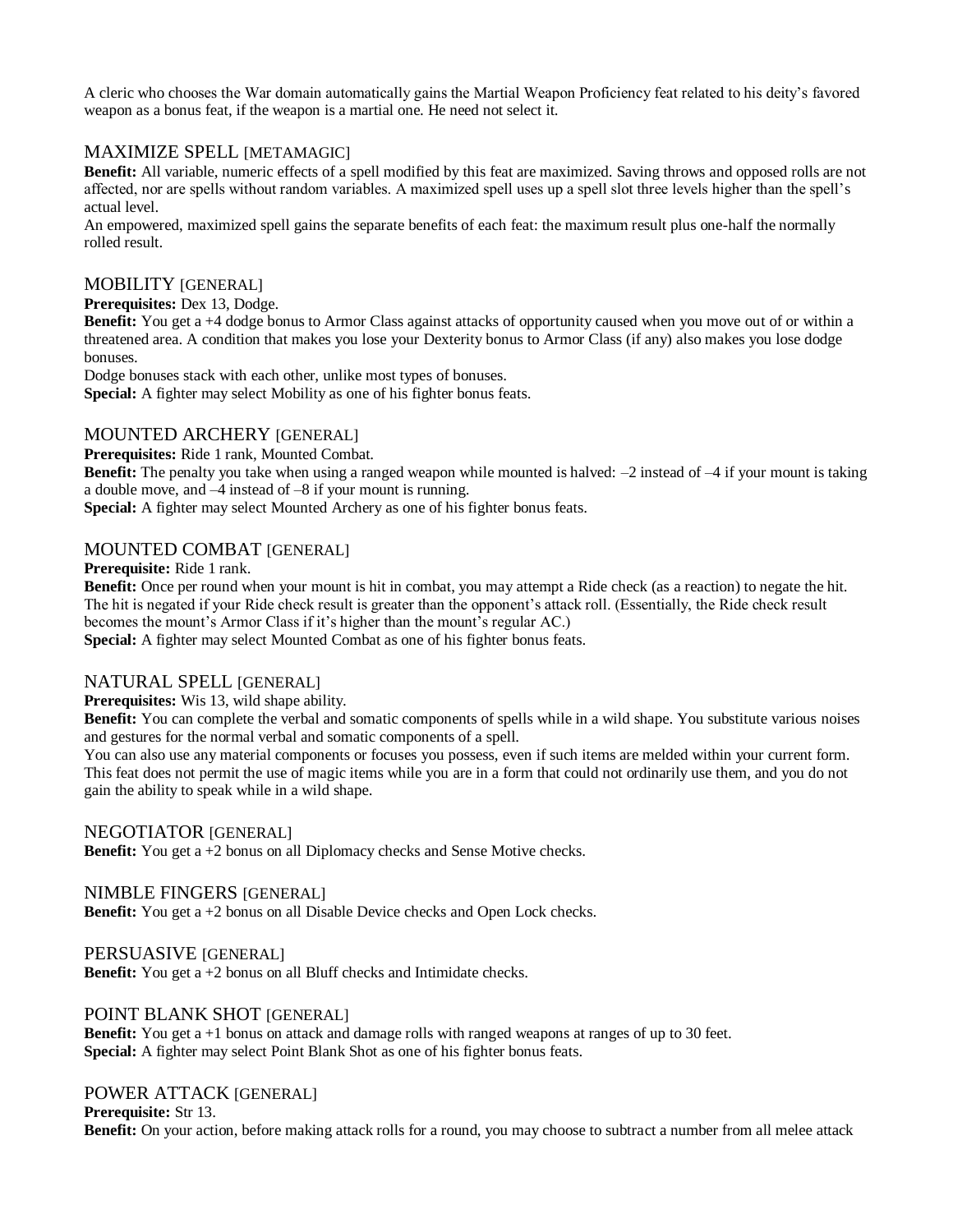A cleric who chooses the War domain automatically gains the Martial Weapon Proficiency feat related to his deity's favored weapon as a bonus feat, if the weapon is a martial one. He need not select it.

### MAXIMIZE SPELL [METAMAGIC]

**Benefit:** All variable, numeric effects of a spell modified by this feat are maximized. Saving throws and opposed rolls are not affected, nor are spells without random variables. A maximized spell uses up a spell slot three levels higher than the spell's actual level.

An empowered, maximized spell gains the separate benefits of each feat: the maximum result plus one-half the normally rolled result.

### MOBILITY [GENERAL]

**Prerequisites:** Dex 13, Dodge.

**Benefit:** You get a +4 dodge bonus to Armor Class against attacks of opportunity caused when you move out of or within a threatened area. A condition that makes you lose your Dexterity bonus to Armor Class (if any) also makes you lose dodge bonuses.

Dodge bonuses stack with each other, unlike most types of bonuses.

**Special:** A fighter may select Mobility as one of his fighter bonus feats.

### MOUNTED ARCHERY [GENERAL]

**Prerequisites:** Ride 1 rank, Mounted Combat.

**Benefit:** The penalty you take when using a ranged weapon while mounted is halved: –2 instead of –4 if your mount is taking a double move, and –4 instead of –8 if your mount is running.

**Special:** A fighter may select Mounted Archery as one of his fighter bonus feats.

### MOUNTED COMBAT [GENERAL]

**Prerequisite:** Ride 1 rank.

**Benefit:** Once per round when your mount is hit in combat, you may attempt a Ride check (as a reaction) to negate the hit. The hit is negated if your Ride check result is greater than the opponent's attack roll. (Essentially, the Ride check result becomes the mount's Armor Class if it's higher than the mount's regular AC.)

**Special:** A fighter may select Mounted Combat as one of his fighter bonus feats.

### NATURAL SPELL [GENERAL]

**Prerequisites:** Wis 13, wild shape ability.

**Benefit:** You can complete the verbal and somatic components of spells while in a wild shape. You substitute various noises and gestures for the normal verbal and somatic components of a spell.

You can also use any material components or focuses you possess, even if such items are melded within your current form. This feat does not permit the use of magic items while you are in a form that could not ordinarily use them, and you do not gain the ability to speak while in a wild shape.

### NEGOTIATOR [GENERAL]

**Benefit:** You get a +2 bonus on all Diplomacy checks and Sense Motive checks.

### NIMBLE FINGERS [GENERAL]

**Benefit:** You get a +2 bonus on all Disable Device checks and Open Lock checks.

### PERSUASIVE [GENERAL]

**Benefit:** You get a +2 bonus on all Bluff checks and Intimidate checks.

### POINT BLANK SHOT [GENERAL]

**Benefit:** You get a +1 bonus on attack and damage rolls with ranged weapons at ranges of up to 30 feet.

**Special:** A fighter may select Point Blank Shot as one of his fighter bonus feats.

### POWER ATTACK [GENERAL]

**Prerequisite:** Str 13.

**Benefit:** On your action, before making attack rolls for a round, you may choose to subtract a number from all melee attack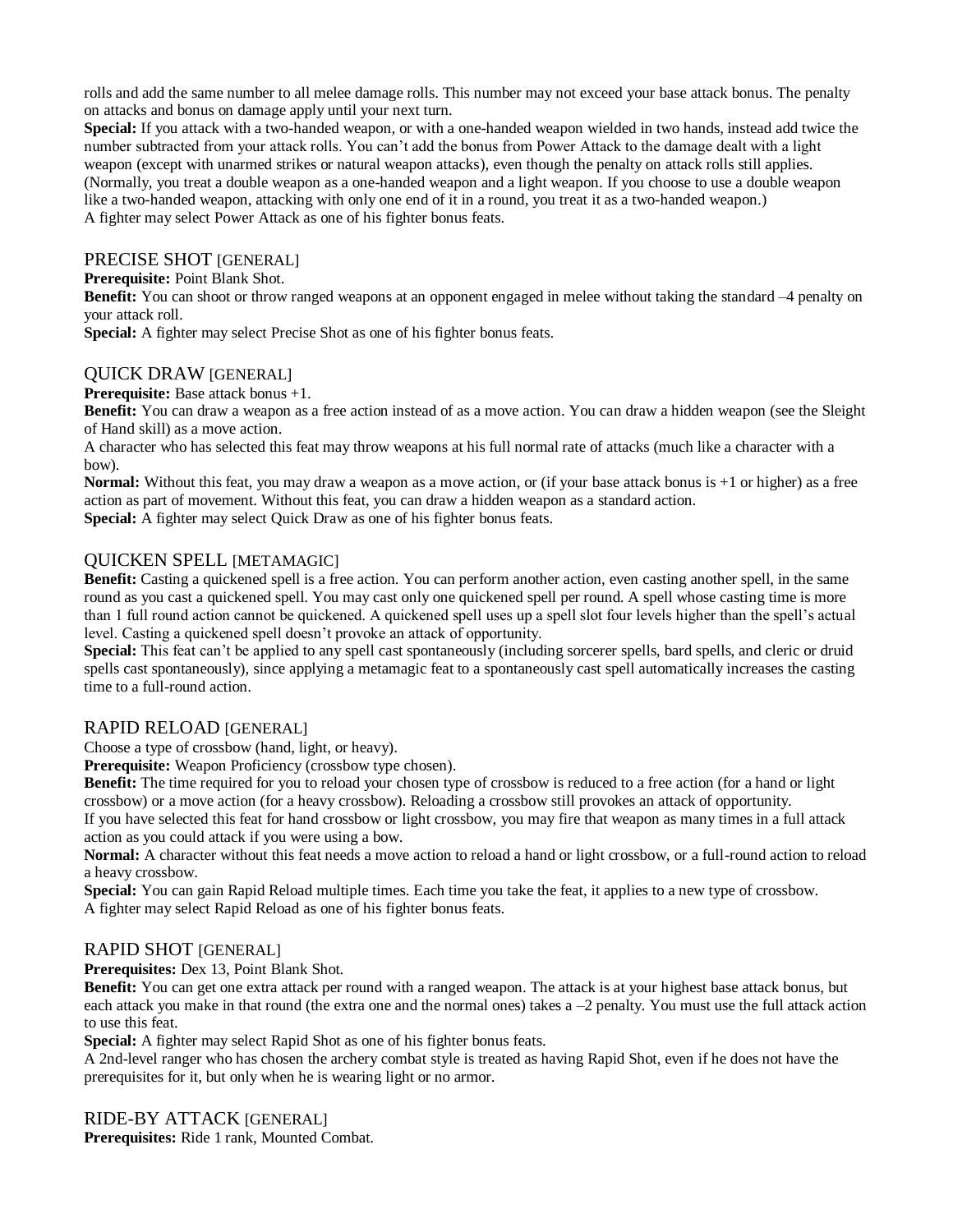rolls and add the same number to all melee damage rolls. This number may not exceed your base attack bonus. The penalty on attacks and bonus on damage apply until your next turn.

**Special:** If you attack with a two-handed weapon, or with a one-handed weapon wielded in two hands, instead add twice the number subtracted from your attack rolls. You can't add the bonus from Power Attack to the damage dealt with a light weapon (except with unarmed strikes or natural weapon attacks), even though the penalty on attack rolls still applies. (Normally, you treat a double weapon as a one-handed weapon and a light weapon. If you choose to use a double weapon like a two-handed weapon, attacking with only one end of it in a round, you treat it as a two-handed weapon.)

A fighter may select Power Attack as one of his fighter bonus feats.

## PRECISE SHOT [GENERAL]

**Prerequisite:** Point Blank Shot.

**Benefit:** You can shoot or throw ranged weapons at an opponent engaged in melee without taking the standard –4 penalty on your attack roll.

**Special:** A fighter may select Precise Shot as one of his fighter bonus feats.

## QUICK DRAW [GENERAL]

**Prerequisite:** Base attack bonus +1.

**Benefit:** You can draw a weapon as a free action instead of as a move action. You can draw a hidden weapon (see the Sleight of Hand skill) as a move action.

A character who has selected this feat may throw weapons at his full normal rate of attacks (much like a character with a bow).

**Normal:** Without this feat, you may draw a weapon as a move action, or (if your base attack bonus is +1 or higher) as a free action as part of movement. Without this feat, you can draw a hidden weapon as a standard action.

**Special:** A fighter may select Quick Draw as one of his fighter bonus feats.

## QUICKEN SPELL [METAMAGIC]

**Benefit:** Casting a quickened spell is a free action. You can perform another action, even casting another spell, in the same round as you cast a quickened spell. You may cast only one quickened spell per round. A spell whose casting time is more than 1 full round action cannot be quickened. A quickened spell uses up a spell slot four levels higher than the spell's actual level. Casting a quickened spell doesn't provoke an attack of opportunity.

**Special:** This feat can't be applied to any spell cast spontaneously (including sorcerer spells, bard spells, and cleric or druid spells cast spontaneously), since applying a metamagic feat to a spontaneously cast spell automatically increases the casting time to a full-round action.

## RAPID RELOAD [GENERAL]

Choose a type of crossbow (hand, light, or heavy).

**Prerequisite:** Weapon Proficiency (crossbow type chosen).

**Benefit:** The time required for you to reload your chosen type of crossbow is reduced to a free action (for a hand or light crossbow) or a move action (for a heavy crossbow). Reloading a crossbow still provokes an attack of opportunity.

If you have selected this feat for hand crossbow or light crossbow, you may fire that weapon as many times in a full attack action as you could attack if you were using a bow.

**Normal:** A character without this feat needs a move action to reload a hand or light crossbow, or a full-round action to reload a heavy crossbow.

**Special:** You can gain Rapid Reload multiple times. Each time you take the feat, it applies to a new type of crossbow.

A fighter may select Rapid Reload as one of his fighter bonus feats.

## RAPID SHOT [GENERAL]

**Prerequisites:** Dex 13, Point Blank Shot.

**Benefit:** You can get one extra attack per round with a ranged weapon. The attack is at your highest base attack bonus, but each attack you make in that round (the extra one and the normal ones) takes a –2 penalty. You must use the full attack action to use this feat.

**Special:** A fighter may select Rapid Shot as one of his fighter bonus feats.

A 2nd-level ranger who has chosen the archery combat style is treated as having Rapid Shot, even if he does not have the prerequisites for it, but only when he is wearing light or no armor.

## RIDE-BY ATTACK [GENERAL]

**Prerequisites:** Ride 1 rank, Mounted Combat.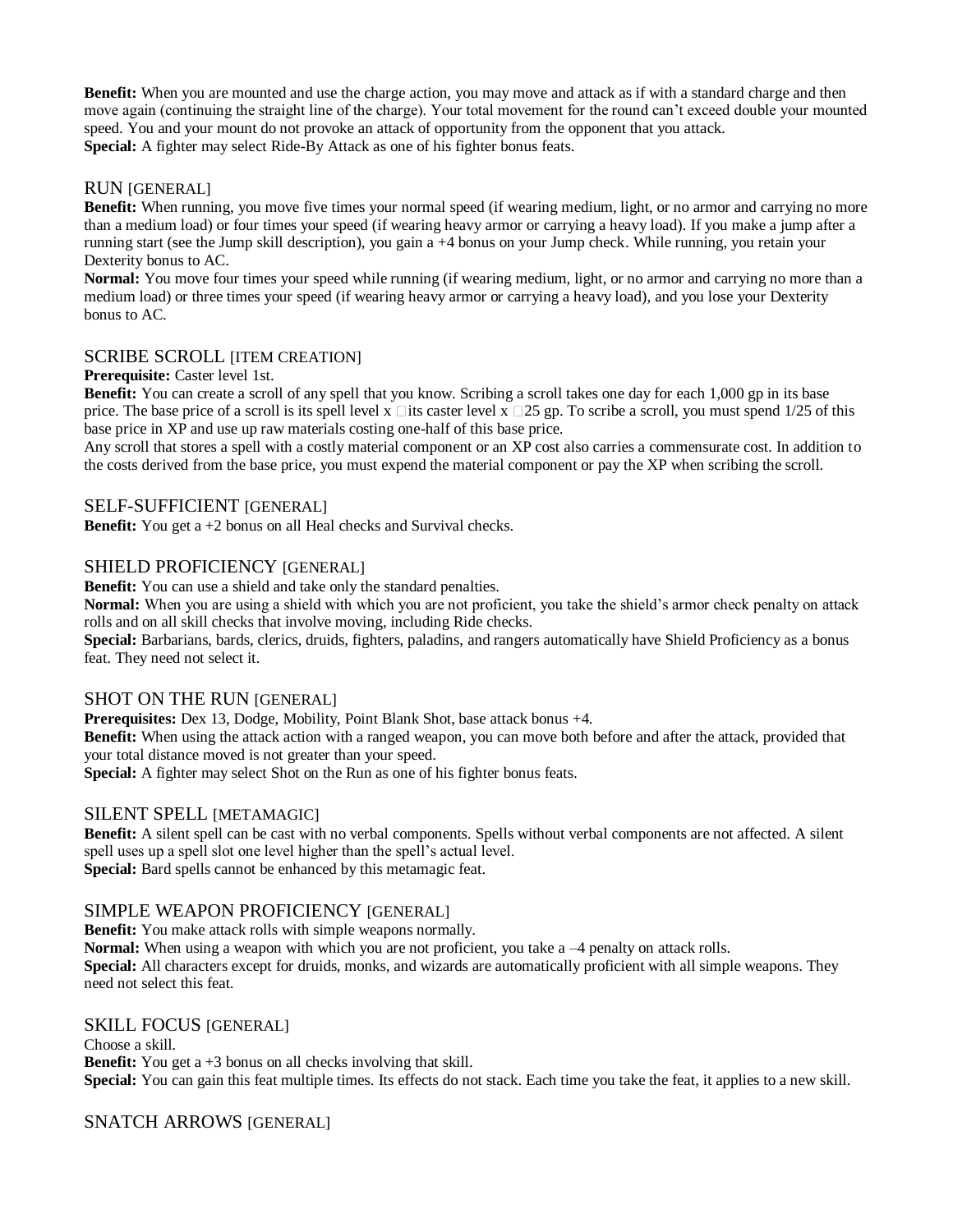**Benefit:** When you are mounted and use the charge action, you may move and attack as if with a standard charge and then move again (continuing the straight line of the charge). Your total movement for the round can't exceed double your mounted speed. You and your mount do not provoke an attack of opportunity from the opponent that you attack.
**Special:** A fighter may select Ride-By Attack as one of his fighter bonus feats.

## RUN [GENERAL]

**Benefit:** When running, you move five times your normal speed (if wearing medium, light, or no armor and carrying no more than a medium load) or four times your speed (if wearing heavy armor or carrying a heavy load). If you make a jump after a running start (see the Jump skill description), you gain a +4 bonus on your Jump check. While running, you retain your Dexterity bonus to AC.
**Normal:** You move four times your speed while running (if wearing medium, light, or no armor and carrying no more than a medium load) or three times your speed (if wearing heavy armor or carrying a heavy load), and you lose your Dexterity bonus to AC.

## SCRIBE SCROLL [ITEM CREATION]

**Prerequisite:** Caster level 1st.
**Benefit:** You can create a scroll of any spell that you know. Scribing a scroll takes one day for each 1,000 gp in its base price. The base price of a scroll is its spell level x its caster level x 25 gp. To scribe a scroll, you must spend 1/25 of this base price in XP and use up raw materials costing one-half of this base price.
Any scroll that stores a spell with a costly material component or an XP cost also carries a commensurate cost. In addition to the costs derived from the base price, you must expend the material component or pay the XP when scribing the scroll.

## SELF-SUFFICIENT [GENERAL]

**Benefit:** You get a +2 bonus on all Heal checks and Survival checks.

## SHIELD PROFICIENCY [GENERAL]

**Benefit:** You can use a shield and take only the standard penalties.
**Normal:** When you are using a shield with which you are not proficient, you take the shield's armor check penalty on attack rolls and on all skill checks that involve moving, including Ride checks.
**Special:** Barbarians, bards, clerics, druids, fighters, paladins, and rangers automatically have Shield Proficiency as a bonus feat. They need not select it.

## SHOT ON THE RUN [GENERAL]

**Prerequisites:** Dex 13, Dodge, Mobility, Point Blank Shot, base attack bonus +4.
**Benefit:** When using the attack action with a ranged weapon, you can move both before and after the attack, provided that your total distance moved is not greater than your speed.
**Special:** A fighter may select Shot on the Run as one of his fighter bonus feats.

## SILENT SPELL [METAMAGIC]

**Benefit:** A silent spell can be cast with no verbal components. Spells without verbal components are not affected. A silent spell uses up a spell slot one level higher than the spell's actual level.
**Special:** Bard spells cannot be enhanced by this metamagic feat.

## SIMPLE WEAPON PROFICIENCY [GENERAL]

**Benefit:** You make attack rolls with simple weapons normally.
**Normal:** When using a weapon with which you are not proficient, you take a –4 penalty on attack rolls.
**Special:** All characters except for druids, monks, and wizards are automatically proficient with all simple weapons. They need not select this feat.

## SKILL FOCUS [GENERAL]

Choose a skill.
**Benefit:** You get a +3 bonus on all checks involving that skill.
**Special:** You can gain this feat multiple times. Its effects do not stack. Each time you take the feat, it applies to a new skill.

## SNATCH ARROWS [GENERAL]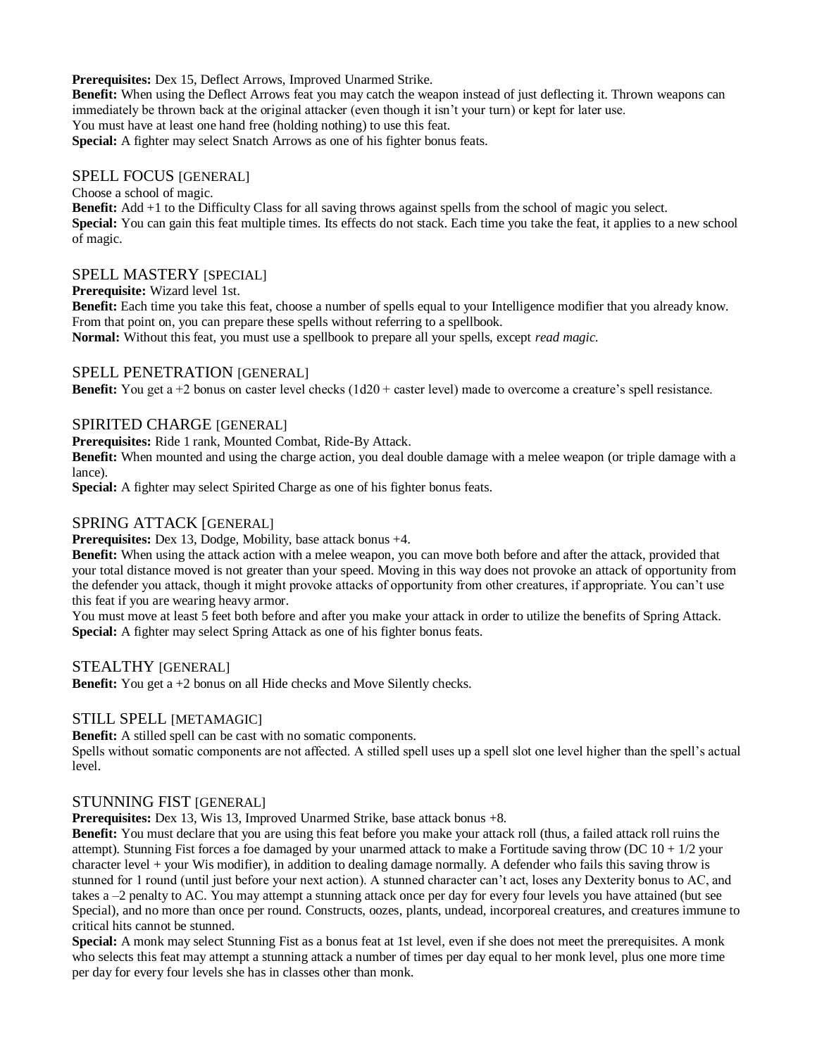**Prerequisites:** Dex 15, Deflect Arrows, Improved Unarmed Strike.
**Benefit:** When using the Deflect Arrows feat you may catch the weapon instead of just deflecting it. Thrown weapons can immediately be thrown back at the original attacker (even though it isn't your turn) or kept for later use.
You must have at least one hand free (holding nothing) to use this feat.
**Special:** A fighter may select Snatch Arrows as one of his fighter bonus feats.

## SPELL FOCUS [GENERAL]

Choose a school of magic.
**Benefit:** Add +1 to the Difficulty Class for all saving throws against spells from the school of magic you select.
**Special:** You can gain this feat multiple times. Its effects do not stack. Each time you take the feat, it applies to a new school of magic.

## SPELL MASTERY [SPECIAL]

**Prerequisite:** Wizard level 1st.
**Benefit:** Each time you take this feat, choose a number of spells equal to your Intelligence modifier that you already know. From that point on, you can prepare these spells without referring to a spellbook.
**Normal:** Without this feat, you must use a spellbook to prepare all your spells, except *read magic.*

## SPELL PENETRATION [GENERAL]

**Benefit:** You get a +2 bonus on caster level checks (1d20 + caster level) made to overcome a creature's spell resistance.

## SPIRITED CHARGE [GENERAL]

**Prerequisites:** Ride 1 rank, Mounted Combat, Ride-By Attack.
**Benefit:** When mounted and using the charge action, you deal double damage with a melee weapon (or triple damage with a lance).
**Special:** A fighter may select Spirited Charge as one of his fighter bonus feats.

## SPRING ATTACK [GENERAL]

**Prerequisites:** Dex 13, Dodge, Mobility, base attack bonus +4.
**Benefit:** When using the attack action with a melee weapon, you can move both before and after the attack, provided that your total distance moved is not greater than your speed. Moving in this way does not provoke an attack of opportunity from the defender you attack, though it might provoke attacks of opportunity from other creatures, if appropriate. You can't use this feat if you are wearing heavy armor.
You must move at least 5 feet both before and after you make your attack in order to utilize the benefits of Spring Attack.
**Special:** A fighter may select Spring Attack as one of his fighter bonus feats.

## STEALTHY [GENERAL]

**Benefit:** You get a +2 bonus on all Hide checks and Move Silently checks.

## STILL SPELL [METAMAGIC]

**Benefit:** A stilled spell can be cast with no somatic components.
Spells without somatic components are not affected. A stilled spell uses up a spell slot one level higher than the spell's actual level.

## STUNNING FIST [GENERAL]

**Prerequisites:** Dex 13, Wis 13, Improved Unarmed Strike, base attack bonus +8.
**Benefit:** You must declare that you are using this feat before you make your attack roll (thus, a failed attack roll ruins the attempt). Stunning Fist forces a foe damaged by your unarmed attack to make a Fortitude saving throw (DC 10 + 1/2 your character level + your Wis modifier), in addition to dealing damage normally. A defender who fails this saving throw is stunned for 1 round (until just before your next action). A stunned character can't act, loses any Dexterity bonus to AC, and takes a –2 penalty to AC. You may attempt a stunning attack once per day for every four levels you have attained (but see Special), and no more than once per round. Constructs, oozes, plants, undead, incorporeal creatures, and creatures immune to critical hits cannot be stunned.
**Special:** A monk may select Stunning Fist as a bonus feat at 1st level, even if she does not meet the prerequisites. A monk who selects this feat may attempt a stunning attack a number of times per day equal to her monk level, plus one more time per day for every four levels she has in classes other than monk.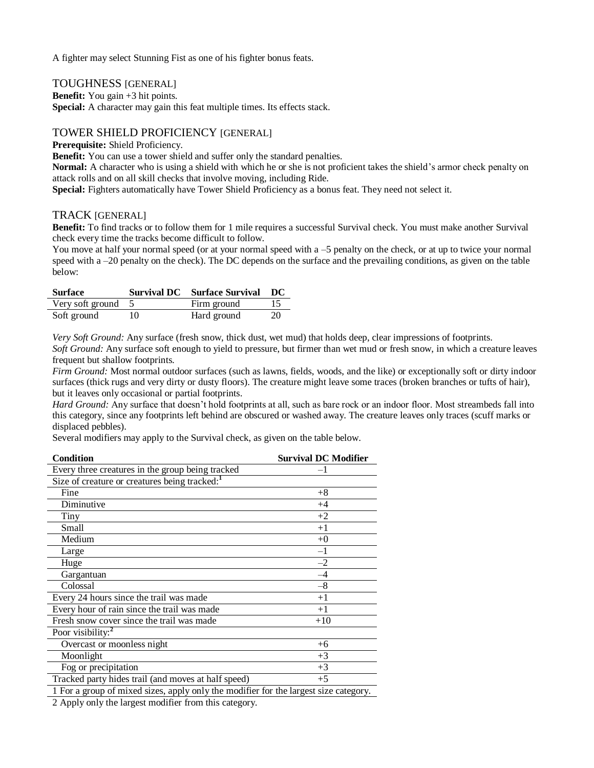A fighter may select Stunning Fist as one of his fighter bonus feats.

## TOUGHNESS [GENERAL]

**Benefit:** You gain +3 hit points.
**Special:** A character may gain this feat multiple times. Its effects stack.

## TOWER SHIELD PROFICIENCY [GENERAL]

**Prerequisite:** Shield Proficiency.
**Benefit:** You can use a tower shield and suffer only the standard penalties.
**Normal:** A character who is using a shield with which he or she is not proficient takes the shield's armor check penalty on attack rolls and on all skill checks that involve moving, including Ride.
**Special:** Fighters automatically have Tower Shield Proficiency as a bonus feat. They need not select it.

## TRACK [GENERAL]

**Benefit:** To find tracks or to follow them for 1 mile requires a successful Survival check. You must make another Survival check every time the tracks become difficult to follow.
You move at half your normal speed (or at your normal speed with a –5 penalty on the check, or at up to twice your normal speed with a –20 penalty on the check). The DC depends on the surface and the prevailing conditions, as given on the table below:

| Surface | Survival DC | Surface Survival | DC |
|---|---|---|---|
| Very soft ground | 5 | Firm ground | 15 |
| Soft ground | 10 | Hard ground | 20 |

*Very Soft Ground:* Any surface (fresh snow, thick dust, wet mud) that holds deep, clear impressions of footprints.
*Soft Ground:* Any surface soft enough to yield to pressure, but firmer than wet mud or fresh snow, in which a creature leaves frequent but shallow footprints.
*Firm Ground:* Most normal outdoor surfaces (such as lawns, fields, woods, and the like) or exceptionally soft or dirty indoor surfaces (thick rugs and very dirty or dusty floors). The creature might leave some traces (broken branches or tufts of hair), but it leaves only occasional or partial footprints.
*Hard Ground:* Any surface that doesn't hold footprints at all, such as bare rock or an indoor floor. Most streambeds fall into this category, since any footprints left behind are obscured or washed away. The creature leaves only traces (scuff marks or displaced pebbles).
Several modifiers may apply to the Survival check, as given on the table below.

| Condition | Survival DC Modifier |
|---|---|
| Every three creatures in the group being tracked | –1 |
| Size of creature or creatures being tracked:[1] | |
| Fine | +8 |
| Diminutive | +4 |
| Tiny | +2 |
| Small | +1 |
| Medium | +0 |
| Large | –1 |
| Huge | –2 |
| Gargantuan | –4 |
| Colossal | –8 |
| Every 24 hours since the trail was made | +1 |
| Every hour of rain since the trail was made | +1 |
| Fresh snow cover since the trail was made | +10 |
| Poor visibility:[2] | |
| Overcast or moonless night | +6 |
| Moonlight | +3 |
| Fog or precipitation | +3 |
| Tracked party hides trail (and moves at half speed) | +5 |

1 For a group of mixed sizes, apply only the modifier for the largest size category.
2 Apply only the largest modifier from this category.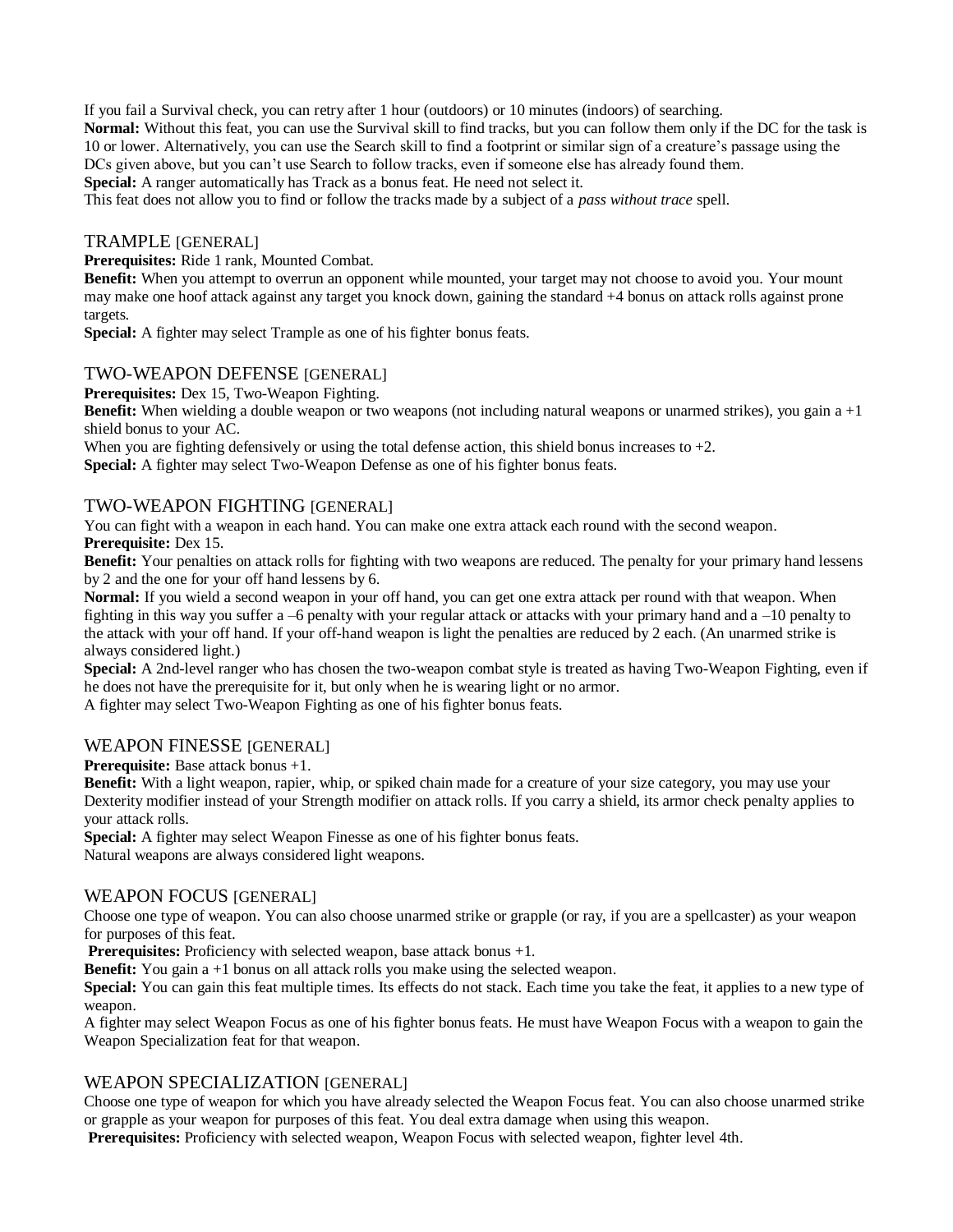If you fail a Survival check, you can retry after 1 hour (outdoors) or 10 minutes (indoors) of searching.

**Normal:** Without this feat, you can use the Survival skill to find tracks, but you can follow them only if the DC for the task is 10 or lower. Alternatively, you can use the Search skill to find a footprint or similar sign of a creature's passage using the DCs given above, but you can't use Search to follow tracks, even if someone else has already found them.

**Special:** A ranger automatically has Track as a bonus feat. He need not select it.

This feat does not allow you to find or follow the tracks made by a subject of a *pass without trace* spell.

## TRAMPLE [GENERAL]

**Prerequisites:** Ride 1 rank, Mounted Combat.

**Benefit:** When you attempt to overrun an opponent while mounted, your target may not choose to avoid you. Your mount may make one hoof attack against any target you knock down, gaining the standard +4 bonus on attack rolls against prone targets.

**Special:** A fighter may select Trample as one of his fighter bonus feats.

## TWO-WEAPON DEFENSE [GENERAL]

**Prerequisites:** Dex 15, Two-Weapon Fighting.

**Benefit:** When wielding a double weapon or two weapons (not including natural weapons or unarmed strikes), you gain a +1 shield bonus to your AC.

When you are fighting defensively or using the total defense action, this shield bonus increases to +2.

**Special:** A fighter may select Two-Weapon Defense as one of his fighter bonus feats.

## TWO-WEAPON FIGHTING [GENERAL]

You can fight with a weapon in each hand. You can make one extra attack each round with the second weapon.

**Prerequisite:** Dex 15.

**Benefit:** Your penalties on attack rolls for fighting with two weapons are reduced. The penalty for your primary hand lessens by 2 and the one for your off hand lessens by 6.

**Normal:** If you wield a second weapon in your off hand, you can get one extra attack per round with that weapon. When fighting in this way you suffer a –6 penalty with your regular attack or attacks with your primary hand and a –10 penalty to the attack with your off hand. If your off-hand weapon is light the penalties are reduced by 2 each. (An unarmed strike is always considered light.)

**Special:** A 2nd-level ranger who has chosen the two-weapon combat style is treated as having Two-Weapon Fighting, even if he does not have the prerequisite for it, but only when he is wearing light or no armor.

A fighter may select Two-Weapon Fighting as one of his fighter bonus feats.

## WEAPON FINESSE [GENERAL]

**Prerequisite:** Base attack bonus +1.

**Benefit:** With a light weapon, rapier, whip, or spiked chain made for a creature of your size category, you may use your Dexterity modifier instead of your Strength modifier on attack rolls. If you carry a shield, its armor check penalty applies to your attack rolls.

**Special:** A fighter may select Weapon Finesse as one of his fighter bonus feats.

Natural weapons are always considered light weapons.

## WEAPON FOCUS [GENERAL]

Choose one type of weapon. You can also choose unarmed strike or grapple (or ray, if you are a spellcaster) as your weapon for purposes of this feat.

**Prerequisites:** Proficiency with selected weapon, base attack bonus +1.

**Benefit:** You gain a +1 bonus on all attack rolls you make using the selected weapon.

**Special:** You can gain this feat multiple times. Its effects do not stack. Each time you take the feat, it applies to a new type of weapon.

A fighter may select Weapon Focus as one of his fighter bonus feats. He must have Weapon Focus with a weapon to gain the Weapon Specialization feat for that weapon.

## WEAPON SPECIALIZATION [GENERAL]

Choose one type of weapon for which you have already selected the Weapon Focus feat. You can also choose unarmed strike or grapple as your weapon for purposes of this feat. You deal extra damage when using this weapon.

**Prerequisites:** Proficiency with selected weapon, Weapon Focus with selected weapon, fighter level 4th.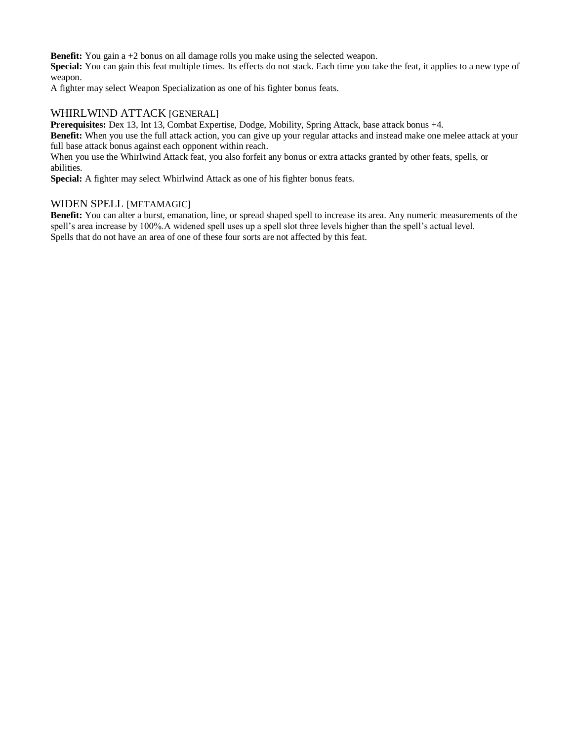**Benefit:** You gain a +2 bonus on all damage rolls you make using the selected weapon.
**Special:** You can gain this feat multiple times. Its effects do not stack. Each time you take the feat, it applies to a new type of weapon.
A fighter may select Weapon Specialization as one of his fighter bonus feats.

## WHIRLWIND ATTACK [GENERAL]

**Prerequisites:** Dex 13, Int 13, Combat Expertise, Dodge, Mobility, Spring Attack, base attack bonus +4.
**Benefit:** When you use the full attack action, you can give up your regular attacks and instead make one melee attack at your full base attack bonus against each opponent within reach.
When you use the Whirlwind Attack feat, you also forfeit any bonus or extra attacks granted by other feats, spells, or abilities.
**Special:** A fighter may select Whirlwind Attack as one of his fighter bonus feats.

## WIDEN SPELL [METAMAGIC]

**Benefit:** You can alter a burst, emanation, line, or spread shaped spell to increase its area. Any numeric measurements of the spell's area increase by 100%.A widened spell uses up a spell slot three levels higher than the spell's actual level.
Spells that do not have an area of one of these four sorts are not affected by this feat.